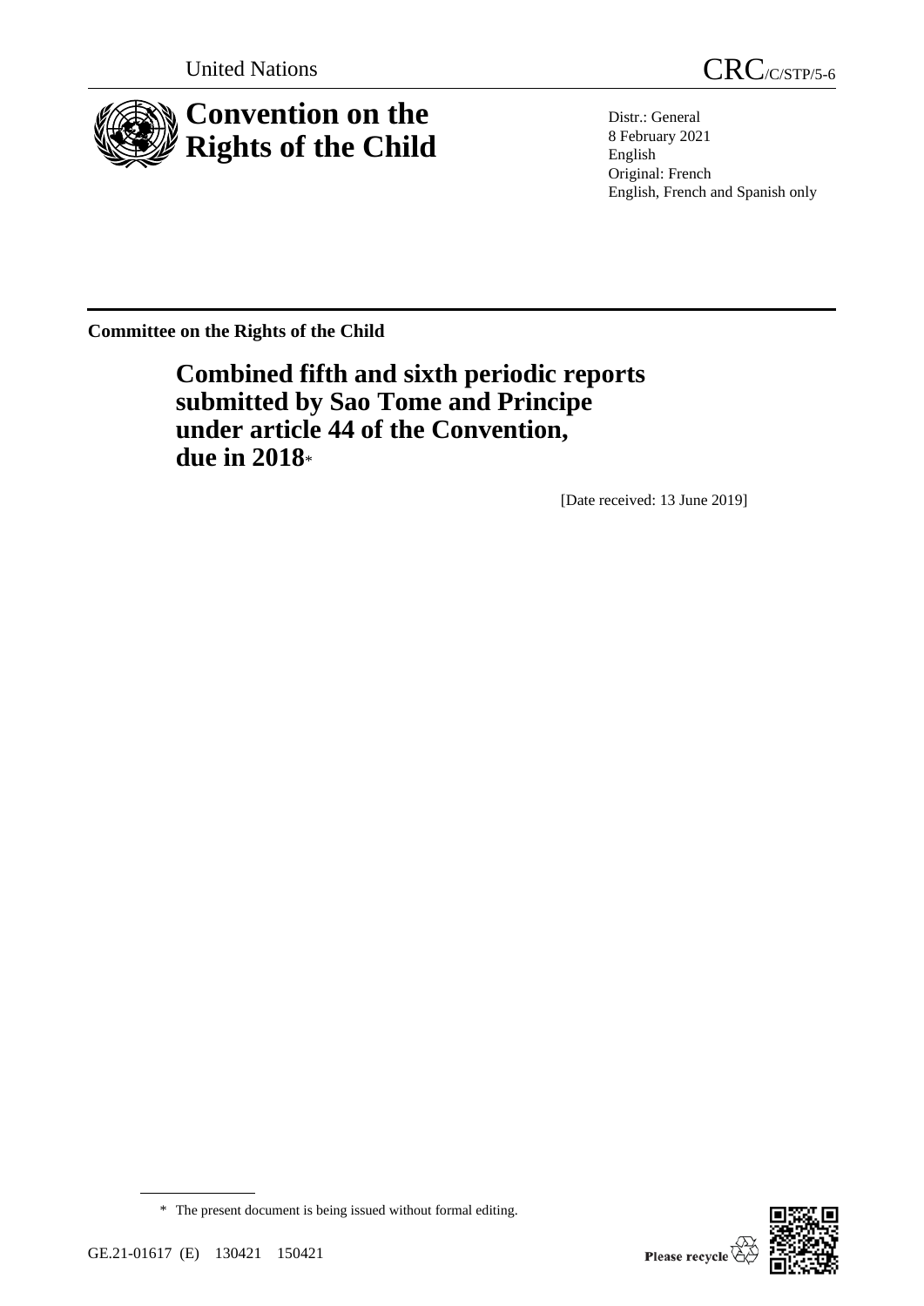United Nations CRC/C/STP/5-6

# Convention on the Rights of the Child

Distr.: General
8 February 2021
English
Original: French
English, French and Spanish only

**Committee on the Rights of the Child**

## Combined fifth and sixth periodic reports submitted by Sao Tome and Principe under article 44 of the Convention, due in 2018*

[Date received: 13 June 2019]

\* The present document is being issued without formal editing.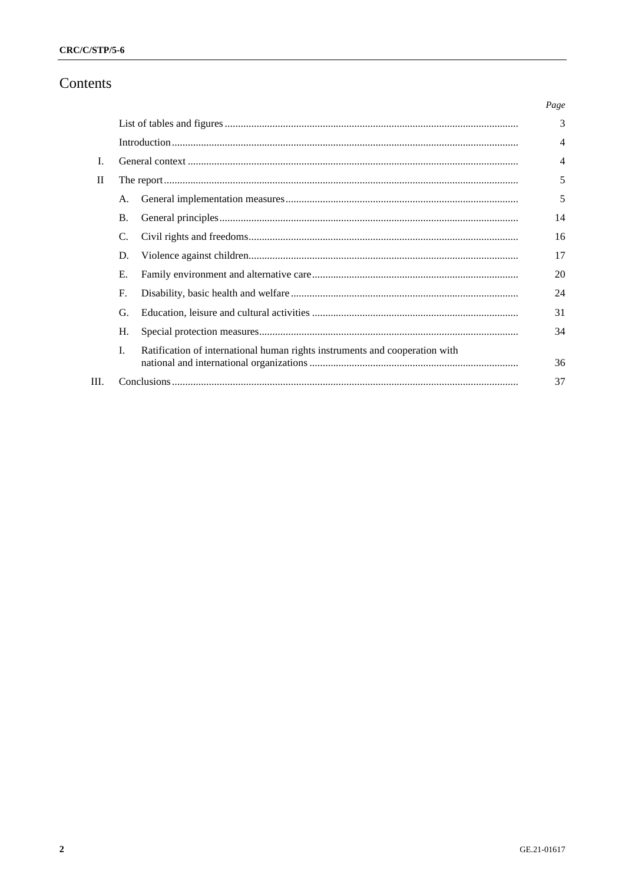# Contents

| | | | Page |
|---|---|---|---|
| | List of tables and figures | | 3 |
| | Introduction | | 4 |
| I. | General context | | 4 |
| II | The report | | 5 |
| | A. | General implementation measures | 5 |
| | B. | General principles | 14 |
| | C. | Civil rights and freedoms | 16 |
| | D. | Violence against children | 17 |
| | E. | Family environment and alternative care | 20 |
| | F. | Disability, basic health and welfare | 24 |
| | G. | Education, leisure and cultural activities | 31 |
| | H. | Special protection measures | 34 |
| | I. | Ratification of international human rights instruments and cooperation with national and international organizations | 36 |
| III. | Conclusions | | 37 |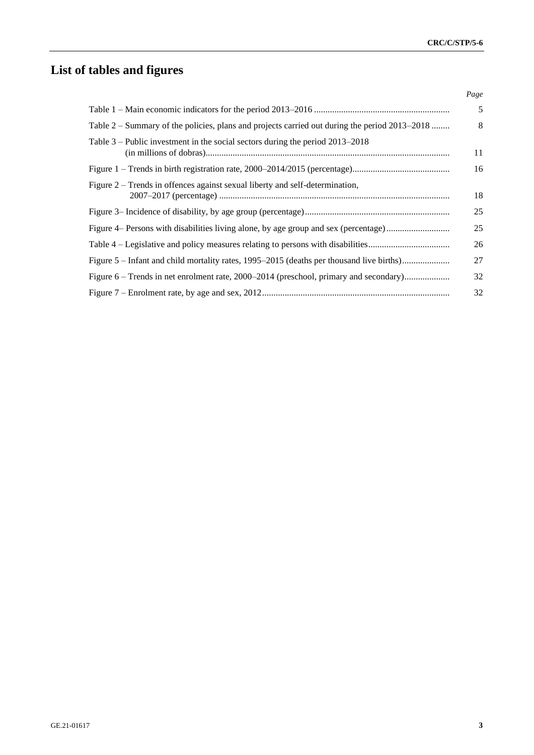# List of tables and figures

| | Page |
|---|---|
| Table 1 – Main economic indicators for the period 2013–2016 | 5 |
| Table 2 – Summary of the policies, plans and projects carried out during the period 2013–2018 | 8 |
| Table 3 – Public investment in the social sectors during the period 2013–2018 (in millions of dobras) | 11 |
| Figure 1 – Trends in birth registration rate, 2000–2014/2015 (percentage) | 16 |
| Figure 2 – Trends in offences against sexual liberty and self-determination, 2007–2017 (percentage) | 18 |
| Figure 3– Incidence of disability, by age group (percentage) | 25 |
| Figure 4– Persons with disabilities living alone, by age group and sex (percentage) | 25 |
| Table 4 – Legislative and policy measures relating to persons with disabilities | 26 |
| Figure 5 – Infant and child mortality rates, 1995–2015 (deaths per thousand live births) | 27 |
| Figure 6 – Trends in net enrolment rate, 2000–2014 (preschool, primary and secondary) | 32 |
| Figure 7 – Enrolment rate, by age and sex, 2012 | 32 |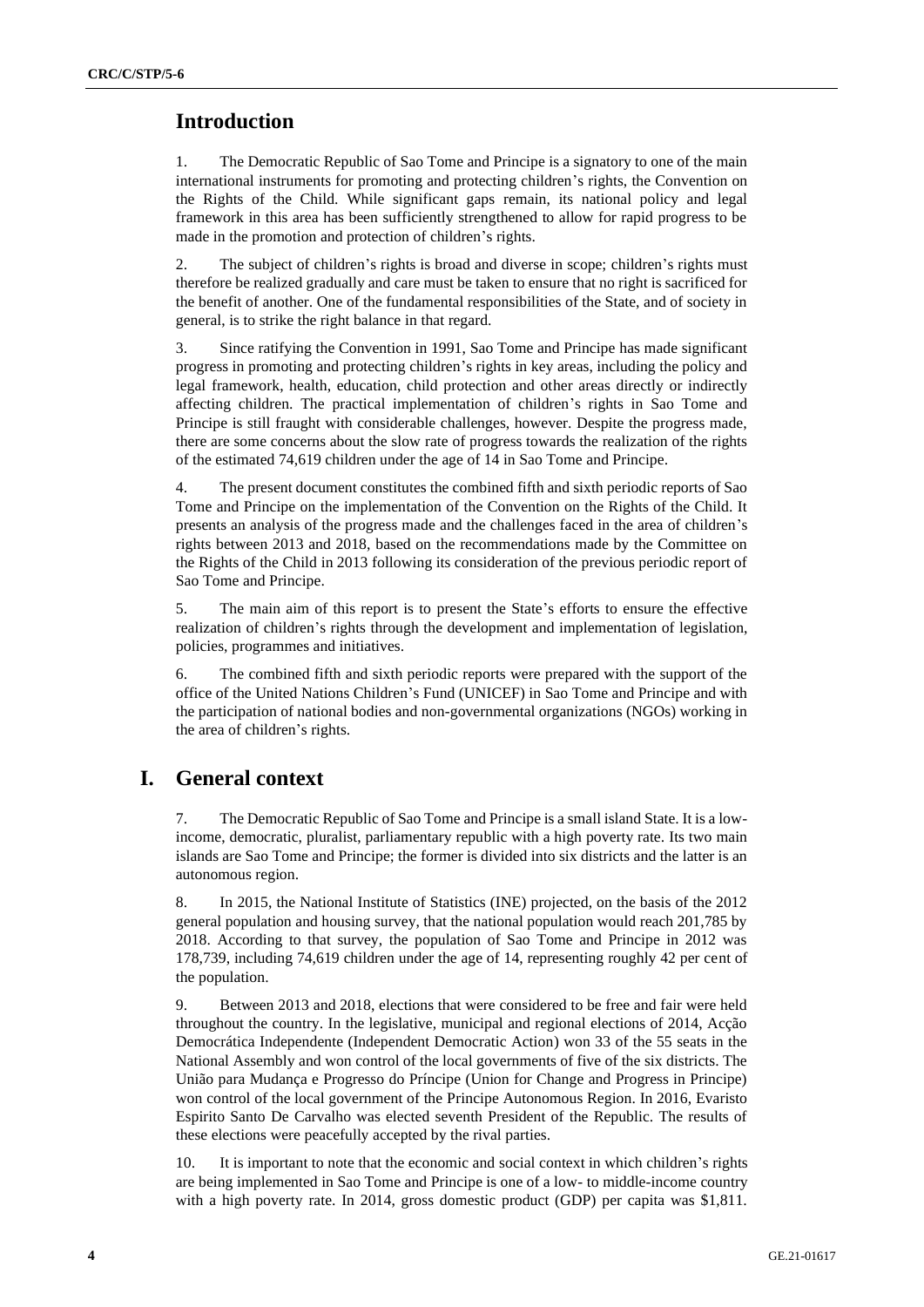## Introduction

1. The Democratic Republic of Sao Tome and Principe is a signatory to one of the main international instruments for promoting and protecting children's rights, the Convention on the Rights of the Child. While significant gaps remain, its national policy and legal framework in this area has been sufficiently strengthened to allow for rapid progress to be made in the promotion and protection of children's rights.

2. The subject of children's rights is broad and diverse in scope; children's rights must therefore be realized gradually and care must be taken to ensure that no right is sacrificed for the benefit of another. One of the fundamental responsibilities of the State, and of society in general, is to strike the right balance in that regard.

3. Since ratifying the Convention in 1991, Sao Tome and Principe has made significant progress in promoting and protecting children's rights in key areas, including the policy and legal framework, health, education, child protection and other areas directly or indirectly affecting children. The practical implementation of children's rights in Sao Tome and Principe is still fraught with considerable challenges, however. Despite the progress made, there are some concerns about the slow rate of progress towards the realization of the rights of the estimated 74,619 children under the age of 14 in Sao Tome and Principe.

4. The present document constitutes the combined fifth and sixth periodic reports of Sao Tome and Principe on the implementation of the Convention on the Rights of the Child. It presents an analysis of the progress made and the challenges faced in the area of children's rights between 2013 and 2018, based on the recommendations made by the Committee on the Rights of the Child in 2013 following its consideration of the previous periodic report of Sao Tome and Principe.

5. The main aim of this report is to present the State's efforts to ensure the effective realization of children's rights through the development and implementation of legislation, policies, programmes and initiatives.

6. The combined fifth and sixth periodic reports were prepared with the support of the office of the United Nations Children's Fund (UNICEF) in Sao Tome and Principe and with the participation of national bodies and non-governmental organizations (NGOs) working in the area of children's rights.

## I. General context

7. The Democratic Republic of Sao Tome and Principe is a small island State. It is a low-income, democratic, pluralist, parliamentary republic with a high poverty rate. Its two main islands are Sao Tome and Principe; the former is divided into six districts and the latter is an autonomous region.

8. In 2015, the National Institute of Statistics (INE) projected, on the basis of the 2012 general population and housing survey, that the national population would reach 201,785 by 2018. According to that survey, the population of Sao Tome and Principe in 2012 was 178,739, including 74,619 children under the age of 14, representing roughly 42 per cent of the population.

9. Between 2013 and 2018, elections that were considered to be free and fair were held throughout the country. In the legislative, municipal and regional elections of 2014, Acção Democrática Independente (Independent Democratic Action) won 33 of the 55 seats in the National Assembly and won control of the local governments of five of the six districts. The União para Mudança e Progresso do Príncipe (Union for Change and Progress in Principe) won control of the local government of the Principe Autonomous Region. In 2016, Evaristo Espirito Santo De Carvalho was elected seventh President of the Republic. The results of these elections were peacefully accepted by the rival parties.

10. It is important to note that the economic and social context in which children's rights are being implemented in Sao Tome and Principe is one of a low- to middle-income country with a high poverty rate. In 2014, gross domestic product (GDP) per capita was $1,811.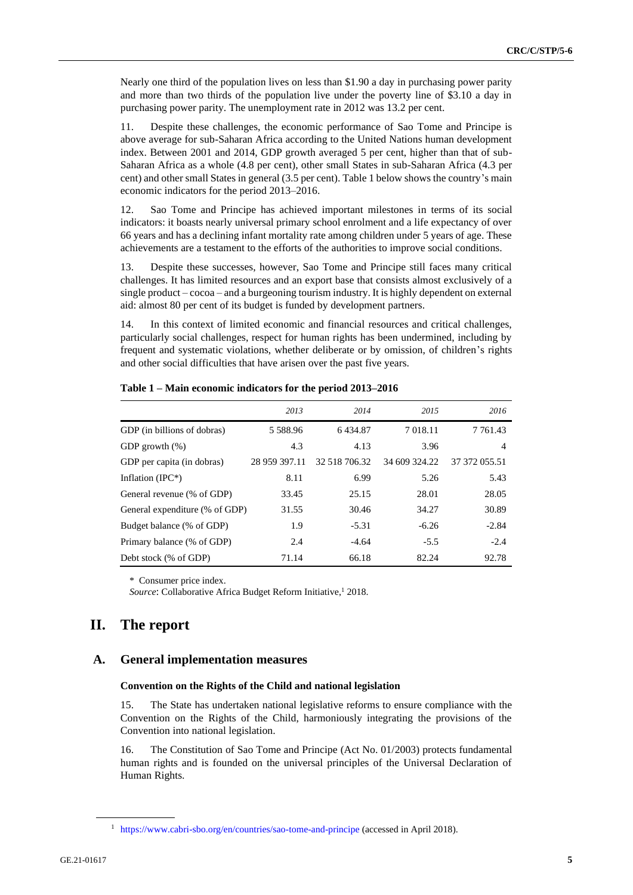Nearly one third of the population lives on less than $1.90 a day in purchasing power parity and more than two thirds of the population live under the poverty line of $3.10 a day in purchasing power parity. The unemployment rate in 2012 was 13.2 per cent.

11. Despite these challenges, the economic performance of Sao Tome and Principe is above average for sub-Saharan Africa according to the United Nations human development index. Between 2001 and 2014, GDP growth averaged 5 per cent, higher than that of sub-Saharan Africa as a whole (4.8 per cent), other small States in sub-Saharan Africa (4.3 per cent) and other small States in general (3.5 per cent). Table 1 below shows the country's main economic indicators for the period 2013–2016.

12. Sao Tome and Principe has achieved important milestones in terms of its social indicators: it boasts nearly universal primary school enrolment and a life expectancy of over 66 years and has a declining infant mortality rate among children under 5 years of age. These achievements are a testament to the efforts of the authorities to improve social conditions.

13. Despite these successes, however, Sao Tome and Principe still faces many critical challenges. It has limited resources and an export base that consists almost exclusively of a single product – cocoa – and a burgeoning tourism industry. It is highly dependent on external aid: almost 80 per cent of its budget is funded by development partners.

14. In this context of limited economic and financial resources and critical challenges, particularly social challenges, respect for human rights has been undermined, including by frequent and systematic violations, whether deliberate or by omission, of children's rights and other social difficulties that have arisen over the past five years.

**Table 1 – Main economic indicators for the period 2013–2016**

| | *2013* | *2014* | *2015* | *2016* |
|---|---|---|---|---|
| GDP (in billions of dobras) | 5 588.96 | 6 434.87 | 7 018.11 | 7 761.43 |
| GDP growth (%) | 4.3 | 4.13 | 3.96 | 4 |
| GDP per capita (in dobras) | 28 959 397.11 | 32 518 706.32 | 34 609 324.22 | 37 372 055.51 |
| Inflation (IPC*) | 8.11 | 6.99 | 5.26 | 5.43 |
| General revenue (% of GDP) | 33.45 | 25.15 | 28.01 | 28.05 |
| General expenditure (% of GDP) | 31.55 | 30.46 | 34.27 | 30.89 |
| Budget balance (% of GDP) | 1.9 | -5.31 | -6.26 | -2.84 |
| Primary balance (% of GDP) | 2.4 | -4.64 | -5.5 | -2.4 |
| Debt stock (% of GDP) | 71.14 | 66.18 | 82.24 | 92.78 |

\* Consumer price index.

*Source*: Collaborative Africa Budget Reform Initiative,[1] 2018.

# II. The report

## A. General implementation measures

### Convention on the Rights of the Child and national legislation

15. The State has undertaken national legislative reforms to ensure compliance with the Convention on the Rights of the Child, harmoniously integrating the provisions of the Convention into national legislation.

16. The Constitution of Sao Tome and Principe (Act No. 01/2003) protects fundamental human rights and is founded on the universal principles of the Universal Declaration of Human Rights.

[1] https://www.cabri-sbo.org/en/countries/sao-tome-and-principe (accessed in April 2018).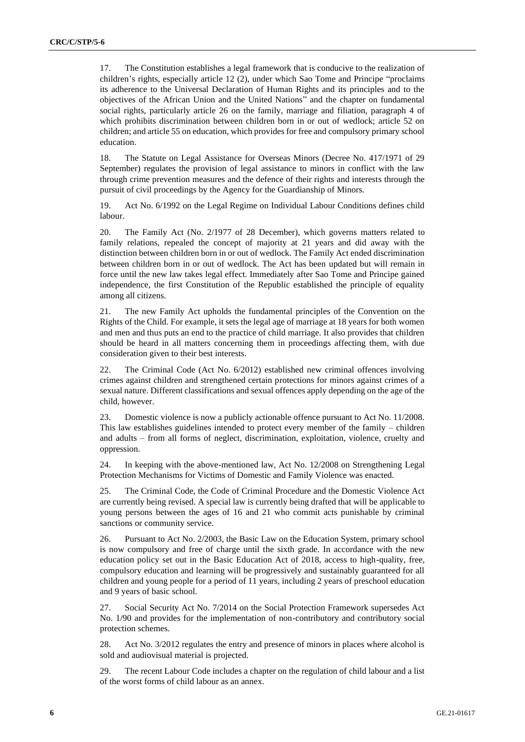17. The Constitution establishes a legal framework that is conducive to the realization of children's rights, especially article 12 (2), under which Sao Tome and Principe "proclaims its adherence to the Universal Declaration of Human Rights and its principles and to the objectives of the African Union and the United Nations" and the chapter on fundamental social rights, particularly article 26 on the family, marriage and filiation, paragraph 4 of which prohibits discrimination between children born in or out of wedlock; article 52 on children; and article 55 on education, which provides for free and compulsory primary school education.

18. The Statute on Legal Assistance for Overseas Minors (Decree No. 417/1971 of 29 September) regulates the provision of legal assistance to minors in conflict with the law through crime prevention measures and the defence of their rights and interests through the pursuit of civil proceedings by the Agency for the Guardianship of Minors.

19. Act No. 6/1992 on the Legal Regime on Individual Labour Conditions defines child labour.

20. The Family Act (No. 2/1977 of 28 December), which governs matters related to family relations, repealed the concept of majority at 21 years and did away with the distinction between children born in or out of wedlock. The Family Act ended discrimination between children born in or out of wedlock. The Act has been updated but will remain in force until the new law takes legal effect. Immediately after Sao Tome and Principe gained independence, the first Constitution of the Republic established the principle of equality among all citizens.

21. The new Family Act upholds the fundamental principles of the Convention on the Rights of the Child. For example, it sets the legal age of marriage at 18 years for both women and men and thus puts an end to the practice of child marriage. It also provides that children should be heard in all matters concerning them in proceedings affecting them, with due consideration given to their best interests.

22. The Criminal Code (Act No. 6/2012) established new criminal offences involving crimes against children and strengthened certain protections for minors against crimes of a sexual nature. Different classifications and sexual offences apply depending on the age of the child, however.

23. Domestic violence is now a publicly actionable offence pursuant to Act No. 11/2008. This law establishes guidelines intended to protect every member of the family – children and adults – from all forms of neglect, discrimination, exploitation, violence, cruelty and oppression.

24. In keeping with the above-mentioned law, Act No. 12/2008 on Strengthening Legal Protection Mechanisms for Victims of Domestic and Family Violence was enacted.

25. The Criminal Code, the Code of Criminal Procedure and the Domestic Violence Act are currently being revised. A special law is currently being drafted that will be applicable to young persons between the ages of 16 and 21 who commit acts punishable by criminal sanctions or community service.

26. Pursuant to Act No. 2/2003, the Basic Law on the Education System, primary school is now compulsory and free of charge until the sixth grade. In accordance with the new education policy set out in the Basic Education Act of 2018, access to high-quality, free, compulsory education and learning will be progressively and sustainably guaranteed for all children and young people for a period of 11 years, including 2 years of preschool education and 9 years of basic school.

27. Social Security Act No. 7/2014 on the Social Protection Framework supersedes Act No. 1/90 and provides for the implementation of non-contributory and contributory social protection schemes.

28. Act No. 3/2012 regulates the entry and presence of minors in places where alcohol is sold and audiovisual material is projected.

29. The recent Labour Code includes a chapter on the regulation of child labour and a list of the worst forms of child labour as an annex.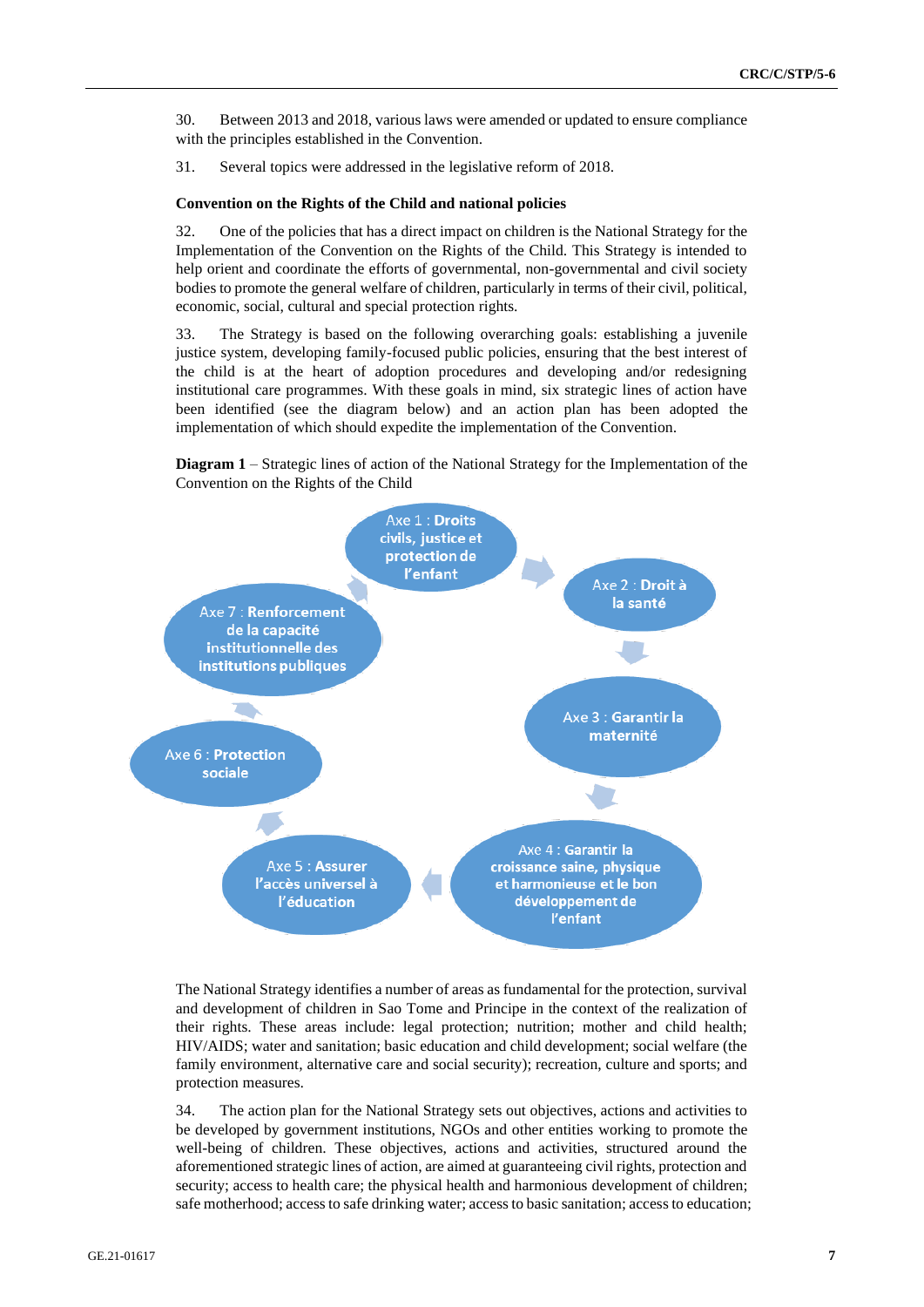30. Between 2013 and 2018, various laws were amended or updated to ensure compliance with the principles established in the Convention.

31. Several topics were addressed in the legislative reform of 2018.

**Convention on the Rights of the Child and national policies**

32. One of the policies that has a direct impact on children is the National Strategy for the Implementation of the Convention on the Rights of the Child. This Strategy is intended to help orient and coordinate the efforts of governmental, non-governmental and civil society bodies to promote the general welfare of children, particularly in terms of their civil, political, economic, social, cultural and special protection rights.

33. The Strategy is based on the following overarching goals: establishing a juvenile justice system, developing family-focused public policies, ensuring that the best interest of the child is at the heart of adoption procedures and developing and/or redesigning institutional care programmes. With these goals in mind, six strategic lines of action have been identified (see the diagram below) and an action plan has been adopted the implementation of which should expedite the implementation of the Convention.

**Diagram 1** – Strategic lines of action of the National Strategy for the Implementation of the Convention on the Rights of the Child

- Axe 1 : **Droits civils, justice et protection de l'enfant**
- Axe 2 : **Droit à la santé**
- Axe 3 : **Garantir la maternité**
- Axe 4 : **Garantir la croissance saine, physique et harmonieuse et le bon développement de l'enfant**
- Axe 5 : **Assurer l'accès universel à l'éducation**
- Axe 6 : **Protection sociale**
- Axe 7 : **Renforcement de la capacité institutionnelle des institutions publiques**

The National Strategy identifies a number of areas as fundamental for the protection, survival and development of children in Sao Tome and Principe in the context of the realization of their rights. These areas include: legal protection; nutrition; mother and child health; HIV/AIDS; water and sanitation; basic education and child development; social welfare (the family environment, alternative care and social security); recreation, culture and sports; and protection measures.

34. The action plan for the National Strategy sets out objectives, actions and activities to be developed by government institutions, NGOs and other entities working to promote the well-being of children. These objectives, actions and activities, structured around the aforementioned strategic lines of action, are aimed at guaranteeing civil rights, protection and security; access to health care; the physical health and harmonious development of children; safe motherhood; access to safe drinking water; access to basic sanitation; access to education;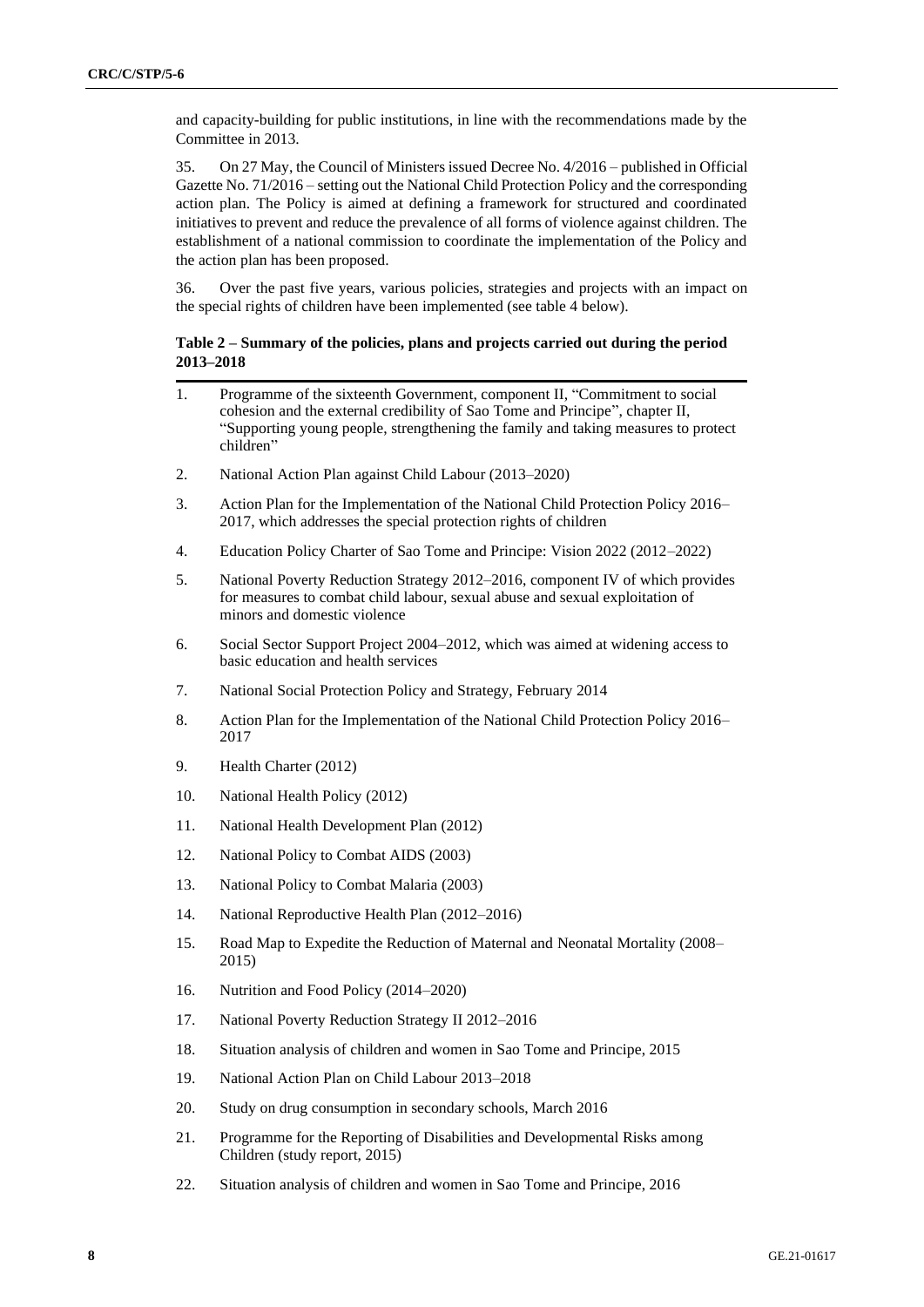and capacity-building for public institutions, in line with the recommendations made by the Committee in 2013.

35. On 27 May, the Council of Ministers issued Decree No. 4/2016 – published in Official Gazette No. 71/2016 – setting out the National Child Protection Policy and the corresponding action plan. The Policy is aimed at defining a framework for structured and coordinated initiatives to prevent and reduce the prevalence of all forms of violence against children. The establishment of a national commission to coordinate the implementation of the Policy and the action plan has been proposed.

36. Over the past five years, various policies, strategies and projects with an impact on the special rights of children have been implemented (see table 4 below).

**Table 2 – Summary of the policies, plans and projects carried out during the period 2013–2018**

| | |
|---|---|
| 1. | Programme of the sixteenth Government, component II, "Commitment to social cohesion and the external credibility of Sao Tome and Principe", chapter II, "Supporting young people, strengthening the family and taking measures to protect children" |
| 2. | National Action Plan against Child Labour (2013–2020) |
| 3. | Action Plan for the Implementation of the National Child Protection Policy 2016–2017, which addresses the special protection rights of children |
| 4. | Education Policy Charter of Sao Tome and Principe: Vision 2022 (2012–2022) |
| 5. | National Poverty Reduction Strategy 2012–2016, component IV of which provides for measures to combat child labour, sexual abuse and sexual exploitation of minors and domestic violence |
| 6. | Social Sector Support Project 2004–2012, which was aimed at widening access to basic education and health services |
| 7. | National Social Protection Policy and Strategy, February 2014 |
| 8. | Action Plan for the Implementation of the National Child Protection Policy 2016–2017 |
| 9. | Health Charter (2012) |
| 10. | National Health Policy (2012) |
| 11. | National Health Development Plan (2012) |
| 12. | National Policy to Combat AIDS (2003) |
| 13. | National Policy to Combat Malaria (2003) |
| 14. | National Reproductive Health Plan (2012–2016) |
| 15. | Road Map to Expedite the Reduction of Maternal and Neonatal Mortality (2008–2015) |
| 16. | Nutrition and Food Policy (2014–2020) |
| 17. | National Poverty Reduction Strategy II 2012–2016 |
| 18. | Situation analysis of children and women in Sao Tome and Principe, 2015 |
| 19. | National Action Plan on Child Labour 2013–2018 |
| 20. | Study on drug consumption in secondary schools, March 2016 |
| 21. | Programme for the Reporting of Disabilities and Developmental Risks among Children (study report, 2015) |
| 22. | Situation analysis of children and women in Sao Tome and Principe, 2016 |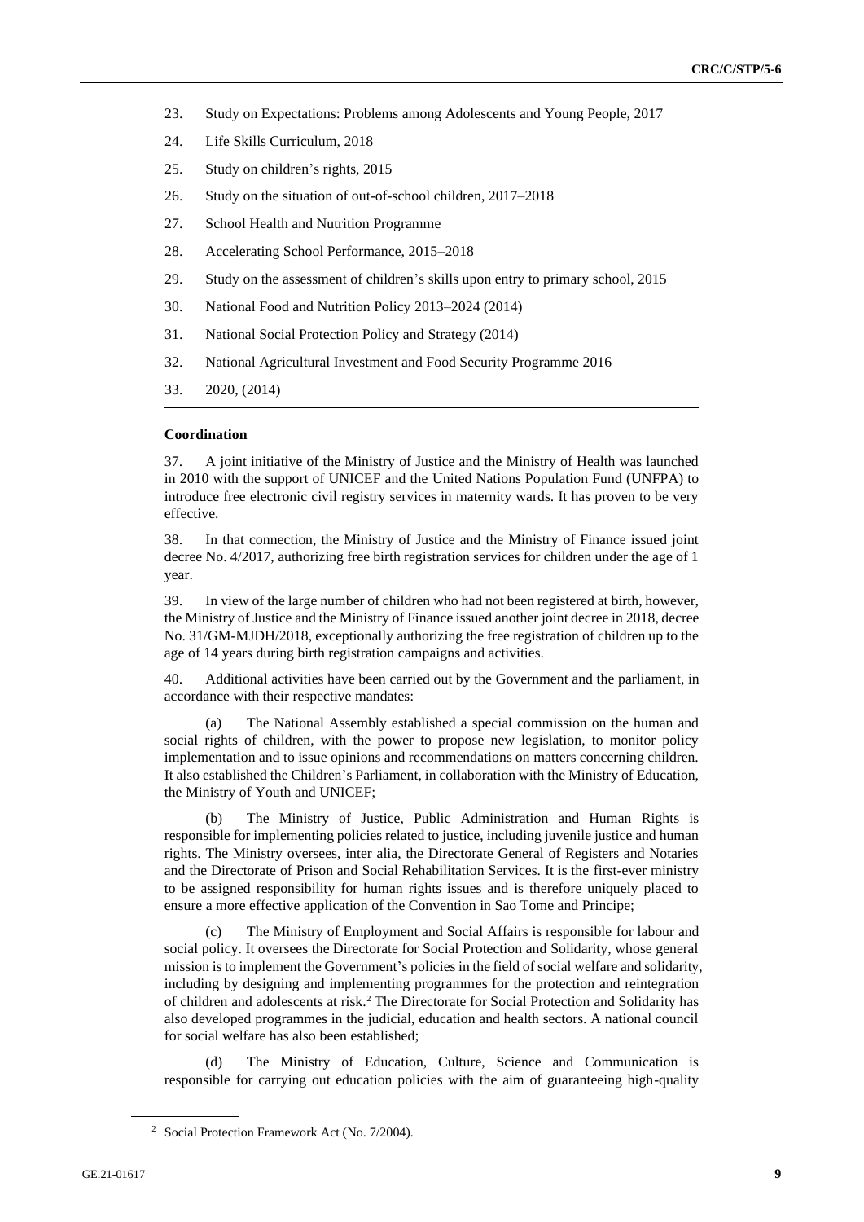23. Study on Expectations: Problems among Adolescents and Young People, 2017

24. Life Skills Curriculum, 2018

25. Study on children's rights, 2015

26. Study on the situation of out-of-school children, 2017–2018

27. School Health and Nutrition Programme

28. Accelerating School Performance, 2015–2018

29. Study on the assessment of children's skills upon entry to primary school, 2015

30. National Food and Nutrition Policy 2013–2024 (2014)

31. National Social Protection Policy and Strategy (2014)

32. National Agricultural Investment and Food Security Programme 2016

33. 2020, (2014)

**Coordination**

37. A joint initiative of the Ministry of Justice and the Ministry of Health was launched in 2010 with the support of UNICEF and the United Nations Population Fund (UNFPA) to introduce free electronic civil registry services in maternity wards. It has proven to be very effective.

38. In that connection, the Ministry of Justice and the Ministry of Finance issued joint decree No. 4/2017, authorizing free birth registration services for children under the age of 1 year.

39. In view of the large number of children who had not been registered at birth, however, the Ministry of Justice and the Ministry of Finance issued another joint decree in 2018, decree No. 31/GM-MJDH/2018, exceptionally authorizing the free registration of children up to the age of 14 years during birth registration campaigns and activities.

40. Additional activities have been carried out by the Government and the parliament, in accordance with their respective mandates:

(a) The National Assembly established a special commission on the human and social rights of children, with the power to propose new legislation, to monitor policy implementation and to issue opinions and recommendations on matters concerning children. It also established the Children's Parliament, in collaboration with the Ministry of Education, the Ministry of Youth and UNICEF;

(b) The Ministry of Justice, Public Administration and Human Rights is responsible for implementing policies related to justice, including juvenile justice and human rights. The Ministry oversees, inter alia, the Directorate General of Registers and Notaries and the Directorate of Prison and Social Rehabilitation Services. It is the first-ever ministry to be assigned responsibility for human rights issues and is therefore uniquely placed to ensure a more effective application of the Convention in Sao Tome and Principe;

(c) The Ministry of Employment and Social Affairs is responsible for labour and social policy. It oversees the Directorate for Social Protection and Solidarity, whose general mission is to implement the Government's policies in the field of social welfare and solidarity, including by designing and implementing programmes for the protection and reintegration of children and adolescents at risk.[2] The Directorate for Social Protection and Solidarity has also developed programmes in the judicial, education and health sectors. A national council for social welfare has also been established;

(d) The Ministry of Education, Culture, Science and Communication is responsible for carrying out education policies with the aim of guaranteeing high-quality

[2] Social Protection Framework Act (No. 7/2004).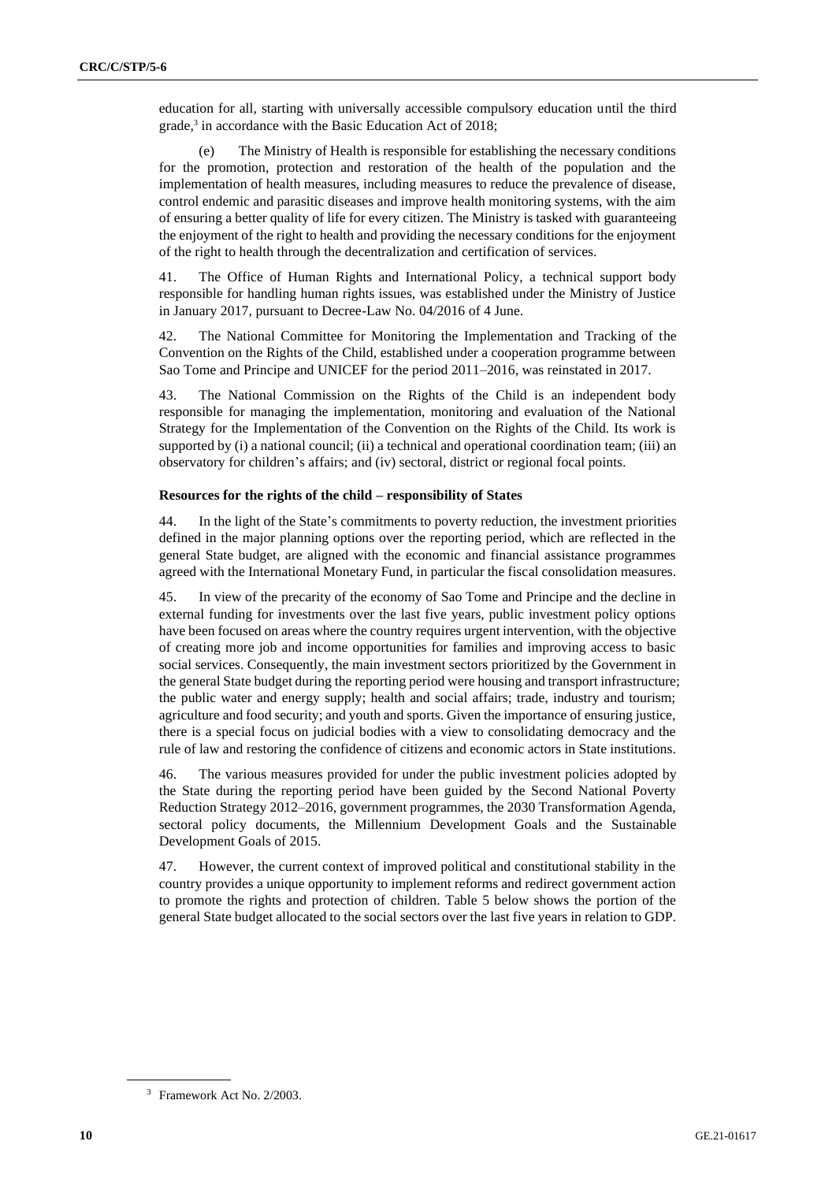education for all, starting with universally accessible compulsory education until the third grade,[3] in accordance with the Basic Education Act of 2018;

(e) The Ministry of Health is responsible for establishing the necessary conditions for the promotion, protection and restoration of the health of the population and the implementation of health measures, including measures to reduce the prevalence of disease, control endemic and parasitic diseases and improve health monitoring systems, with the aim of ensuring a better quality of life for every citizen. The Ministry is tasked with guaranteeing the enjoyment of the right to health and providing the necessary conditions for the enjoyment of the right to health through the decentralization and certification of services.

41. The Office of Human Rights and International Policy, a technical support body responsible for handling human rights issues, was established under the Ministry of Justice in January 2017, pursuant to Decree-Law No. 04/2016 of 4 June.

42. The National Committee for Monitoring the Implementation and Tracking of the Convention on the Rights of the Child, established under a cooperation programme between Sao Tome and Principe and UNICEF for the period 2011–2016, was reinstated in 2017.

43. The National Commission on the Rights of the Child is an independent body responsible for managing the implementation, monitoring and evaluation of the National Strategy for the Implementation of the Convention on the Rights of the Child. Its work is supported by (i) a national council; (ii) a technical and operational coordination team; (iii) an observatory for children's affairs; and (iv) sectoral, district or regional focal points.

**Resources for the rights of the child – responsibility of States**

44. In the light of the State's commitments to poverty reduction, the investment priorities defined in the major planning options over the reporting period, which are reflected in the general State budget, are aligned with the economic and financial assistance programmes agreed with the International Monetary Fund, in particular the fiscal consolidation measures.

45. In view of the precarity of the economy of Sao Tome and Principe and the decline in external funding for investments over the last five years, public investment policy options have been focused on areas where the country requires urgent intervention, with the objective of creating more job and income opportunities for families and improving access to basic social services. Consequently, the main investment sectors prioritized by the Government in the general State budget during the reporting period were housing and transport infrastructure; the public water and energy supply; health and social affairs; trade, industry and tourism; agriculture and food security; and youth and sports. Given the importance of ensuring justice, there is a special focus on judicial bodies with a view to consolidating democracy and the rule of law and restoring the confidence of citizens and economic actors in State institutions.

46. The various measures provided for under the public investment policies adopted by the State during the reporting period have been guided by the Second National Poverty Reduction Strategy 2012–2016, government programmes, the 2030 Transformation Agenda, sectoral policy documents, the Millennium Development Goals and the Sustainable Development Goals of 2015.

47. However, the current context of improved political and constitutional stability in the country provides a unique opportunity to implement reforms and redirect government action to promote the rights and protection of children. Table 5 below shows the portion of the general State budget allocated to the social sectors over the last five years in relation to GDP.

[3] Framework Act No. 2/2003.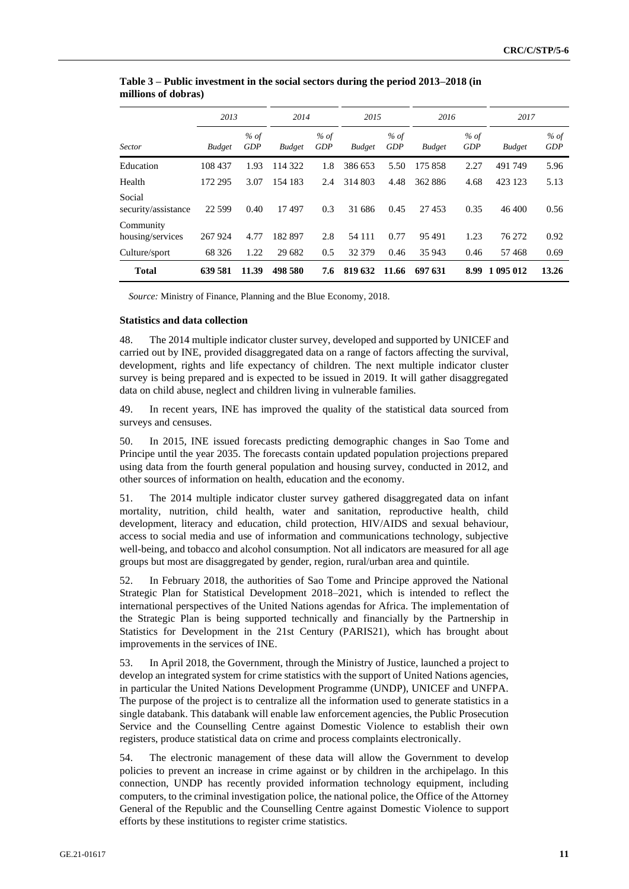**Table 3 – Public investment in the social sectors during the period 2013–2018 (in millions of dobras)**

| | 2013 | | 2014 | | 2015 | | 2016 | | 2017 | |
|---|---|---|---|---|---|---|---|---|---|---|
| *Sector* | *Budget* | *% of GDP* | *Budget* | *% of GDP* | *Budget* | *% of GDP* | *Budget* | *% of GDP* | *Budget* | *% of GDP* |
| Education | 108 437 | 1.93 | 114 322 | 1.8 | 386 653 | 5.50 | 175 858 | 2.27 | 491 749 | 5.96 |
| Health | 172 295 | 3.07 | 154 183 | 2.4 | 314 803 | 4.48 | 362 886 | 4.68 | 423 123 | 5.13 |
| Social security/assistance | 22 599 | 0.40 | 17 497 | 0.3 | 31 686 | 0.45 | 27 453 | 0.35 | 46 400 | 0.56 |
| Community housing/services | 267 924 | 4.77 | 182 897 | 2.8 | 54 111 | 0.77 | 95 491 | 1.23 | 76 272 | 0.92 |
| Culture/sport | 68 326 | 1.22 | 29 682 | 0.5 | 32 379 | 0.46 | 35 943 | 0.46 | 57 468 | 0.69 |
| **Total** | **639 581** | **11.39** | **498 580** | **7.6** | **819 632** | **11.66** | **697 631** | **8.99** | **1 095 012** | **13.26** |

*Source:* Ministry of Finance, Planning and the Blue Economy, 2018.

### Statistics and data collection

48. The 2014 multiple indicator cluster survey, developed and supported by UNICEF and carried out by INE, provided disaggregated data on a range of factors affecting the survival, development, rights and life expectancy of children. The next multiple indicator cluster survey is being prepared and is expected to be issued in 2019. It will gather disaggregated data on child abuse, neglect and children living in vulnerable families.

49. In recent years, INE has improved the quality of the statistical data sourced from surveys and censuses.

50. In 2015, INE issued forecasts predicting demographic changes in Sao Tome and Principe until the year 2035. The forecasts contain updated population projections prepared using data from the fourth general population and housing survey, conducted in 2012, and other sources of information on health, education and the economy.

51. The 2014 multiple indicator cluster survey gathered disaggregated data on infant mortality, nutrition, child health, water and sanitation, reproductive health, child development, literacy and education, child protection, HIV/AIDS and sexual behaviour, access to social media and use of information and communications technology, subjective well-being, and tobacco and alcohol consumption. Not all indicators are measured for all age groups but most are disaggregated by gender, region, rural/urban area and quintile.

52. In February 2018, the authorities of Sao Tome and Principe approved the National Strategic Plan for Statistical Development 2018–2021, which is intended to reflect the international perspectives of the United Nations agendas for Africa. The implementation of the Strategic Plan is being supported technically and financially by the Partnership in Statistics for Development in the 21st Century (PARIS21), which has brought about improvements in the services of INE.

53. In April 2018, the Government, through the Ministry of Justice, launched a project to develop an integrated system for crime statistics with the support of United Nations agencies, in particular the United Nations Development Programme (UNDP), UNICEF and UNFPA. The purpose of the project is to centralize all the information used to generate statistics in a single databank. This databank will enable law enforcement agencies, the Public Prosecution Service and the Counselling Centre against Domestic Violence to establish their own registers, produce statistical data on crime and process complaints electronically.

54. The electronic management of these data will allow the Government to develop policies to prevent an increase in crime against or by children in the archipelago. In this connection, UNDP has recently provided information technology equipment, including computers, to the criminal investigation police, the national police, the Office of the Attorney General of the Republic and the Counselling Centre against Domestic Violence to support efforts by these institutions to register crime statistics.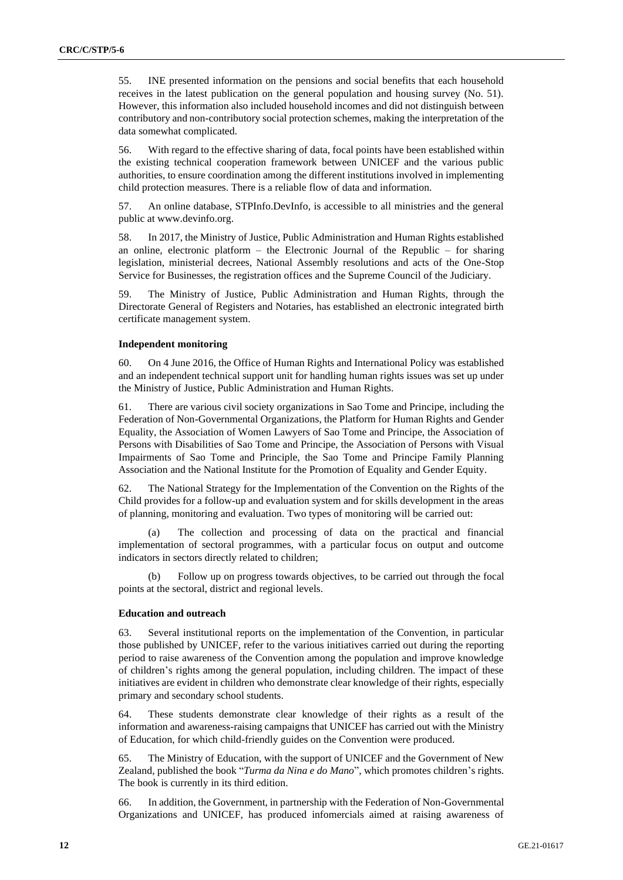55. INE presented information on the pensions and social benefits that each household receives in the latest publication on the general population and housing survey (No. 51). However, this information also included household incomes and did not distinguish between contributory and non-contributory social protection schemes, making the interpretation of the data somewhat complicated.

56. With regard to the effective sharing of data, focal points have been established within the existing technical cooperation framework between UNICEF and the various public authorities, to ensure coordination among the different institutions involved in implementing child protection measures. There is a reliable flow of data and information.

57. An online database, STPInfo.DevInfo, is accessible to all ministries and the general public at www.devinfo.org.

58. In 2017, the Ministry of Justice, Public Administration and Human Rights established an online, electronic platform – the Electronic Journal of the Republic – for sharing legislation, ministerial decrees, National Assembly resolutions and acts of the One-Stop Service for Businesses, the registration offices and the Supreme Council of the Judiciary.

59. The Ministry of Justice, Public Administration and Human Rights, through the Directorate General of Registers and Notaries, has established an electronic integrated birth certificate management system.

#### Independent monitoring

60. On 4 June 2016, the Office of Human Rights and International Policy was established and an independent technical support unit for handling human rights issues was set up under the Ministry of Justice, Public Administration and Human Rights.

61. There are various civil society organizations in Sao Tome and Principe, including the Federation of Non-Governmental Organizations, the Platform for Human Rights and Gender Equality, the Association of Women Lawyers of Sao Tome and Principe, the Association of Persons with Disabilities of Sao Tome and Principe, the Association of Persons with Visual Impairments of Sao Tome and Principle, the Sao Tome and Principe Family Planning Association and the National Institute for the Promotion of Equality and Gender Equity.

62. The National Strategy for the Implementation of the Convention on the Rights of the Child provides for a follow-up and evaluation system and for skills development in the areas of planning, monitoring and evaluation. Two types of monitoring will be carried out:

(a) The collection and processing of data on the practical and financial implementation of sectoral programmes, with a particular focus on output and outcome indicators in sectors directly related to children;

(b) Follow up on progress towards objectives, to be carried out through the focal points at the sectoral, district and regional levels.

#### Education and outreach

63. Several institutional reports on the implementation of the Convention, in particular those published by UNICEF, refer to the various initiatives carried out during the reporting period to raise awareness of the Convention among the population and improve knowledge of children's rights among the general population, including children. The impact of these initiatives are evident in children who demonstrate clear knowledge of their rights, especially primary and secondary school students.

64. These students demonstrate clear knowledge of their rights as a result of the information and awareness-raising campaigns that UNICEF has carried out with the Ministry of Education, for which child-friendly guides on the Convention were produced.

65. The Ministry of Education, with the support of UNICEF and the Government of New Zealand, published the book "*Turma da Nina e do Mano*", which promotes children's rights. The book is currently in its third edition.

66. In addition, the Government, in partnership with the Federation of Non-Governmental Organizations and UNICEF, has produced infomercials aimed at raising awareness of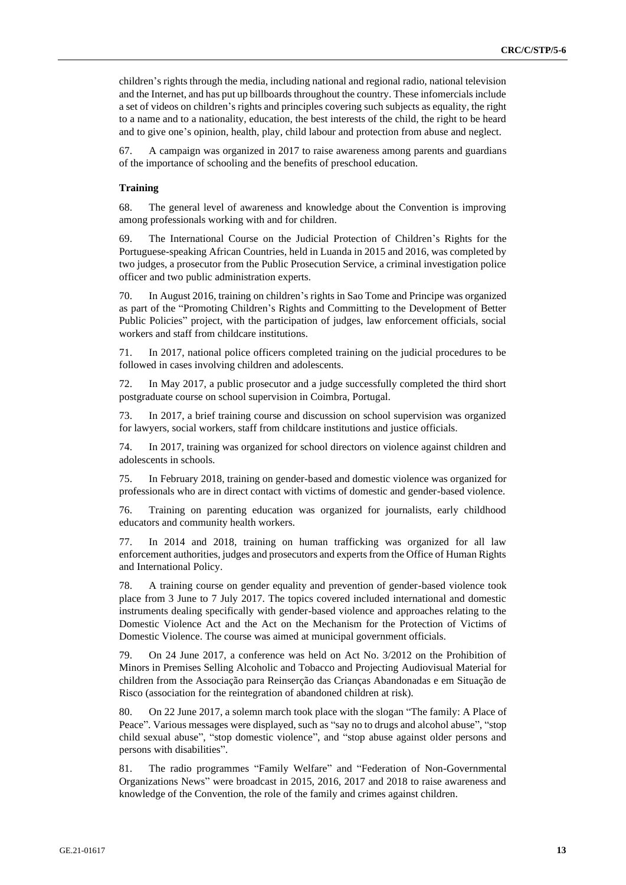children's rights through the media, including national and regional radio, national television and the Internet, and has put up billboards throughout the country. These infomercials include a set of videos on children's rights and principles covering such subjects as equality, the right to a name and to a nationality, education, the best interests of the child, the right to be heard and to give one's opinion, health, play, child labour and protection from abuse and neglect.

67. A campaign was organized in 2017 to raise awareness among parents and guardians of the importance of schooling and the benefits of preschool education.

**Training**

68. The general level of awareness and knowledge about the Convention is improving among professionals working with and for children.

69. The International Course on the Judicial Protection of Children's Rights for the Portuguese-speaking African Countries, held in Luanda in 2015 and 2016, was completed by two judges, a prosecutor from the Public Prosecution Service, a criminal investigation police officer and two public administration experts.

70. In August 2016, training on children's rights in Sao Tome and Principe was organized as part of the "Promoting Children's Rights and Committing to the Development of Better Public Policies" project, with the participation of judges, law enforcement officials, social workers and staff from childcare institutions.

71. In 2017, national police officers completed training on the judicial procedures to be followed in cases involving children and adolescents.

72. In May 2017, a public prosecutor and a judge successfully completed the third short postgraduate course on school supervision in Coimbra, Portugal.

73. In 2017, a brief training course and discussion on school supervision was organized for lawyers, social workers, staff from childcare institutions and justice officials.

74. In 2017, training was organized for school directors on violence against children and adolescents in schools.

75. In February 2018, training on gender-based and domestic violence was organized for professionals who are in direct contact with victims of domestic and gender-based violence.

76. Training on parenting education was organized for journalists, early childhood educators and community health workers.

77. In 2014 and 2018, training on human trafficking was organized for all law enforcement authorities, judges and prosecutors and experts from the Office of Human Rights and International Policy.

78. A training course on gender equality and prevention of gender-based violence took place from 3 June to 7 July 2017. The topics covered included international and domestic instruments dealing specifically with gender-based violence and approaches relating to the Domestic Violence Act and the Act on the Mechanism for the Protection of Victims of Domestic Violence. The course was aimed at municipal government officials.

79. On 24 June 2017, a conference was held on Act No. 3/2012 on the Prohibition of Minors in Premises Selling Alcoholic and Tobacco and Projecting Audiovisual Material for children from the Associação para Reinserção das Crianças Abandonadas e em Situação de Risco (association for the reintegration of abandoned children at risk).

80. On 22 June 2017, a solemn march took place with the slogan "The family: A Place of Peace". Various messages were displayed, such as "say no to drugs and alcohol abuse", "stop child sexual abuse", "stop domestic violence", and "stop abuse against older persons and persons with disabilities".

81. The radio programmes "Family Welfare" and "Federation of Non-Governmental Organizations News" were broadcast in 2015, 2016, 2017 and 2018 to raise awareness and knowledge of the Convention, the role of the family and crimes against children.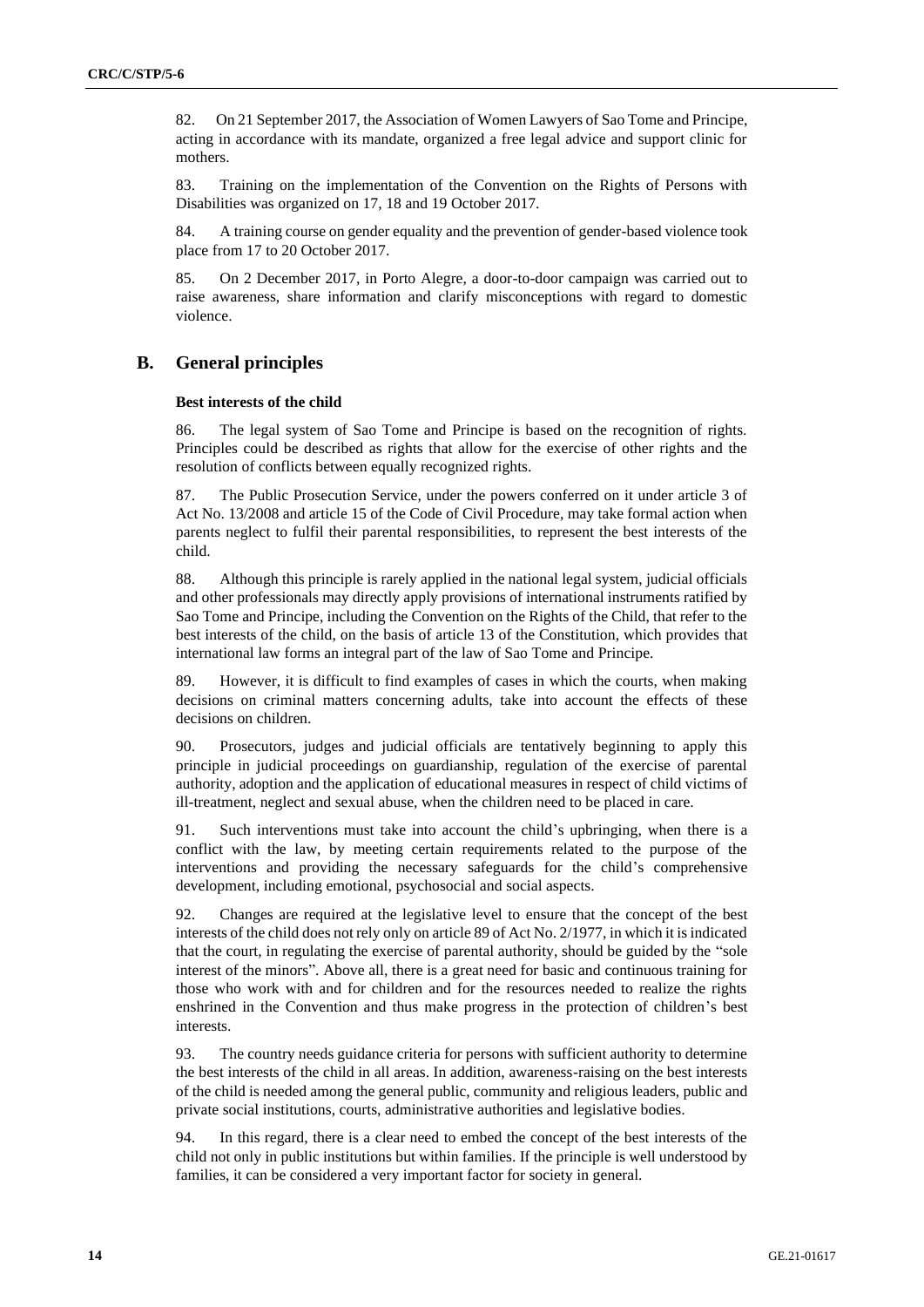82. On 21 September 2017, the Association of Women Lawyers of Sao Tome and Principe, acting in accordance with its mandate, organized a free legal advice and support clinic for mothers.

83. Training on the implementation of the Convention on the Rights of Persons with Disabilities was organized on 17, 18 and 19 October 2017.

84. A training course on gender equality and the prevention of gender-based violence took place from 17 to 20 October 2017.

85. On 2 December 2017, in Porto Alegre, a door-to-door campaign was carried out to raise awareness, share information and clarify misconceptions with regard to domestic violence.

## B. General principles

### Best interests of the child

86. The legal system of Sao Tome and Principe is based on the recognition of rights. Principles could be described as rights that allow for the exercise of other rights and the resolution of conflicts between equally recognized rights.

87. The Public Prosecution Service, under the powers conferred on it under article 3 of Act No. 13/2008 and article 15 of the Code of Civil Procedure, may take formal action when parents neglect to fulfil their parental responsibilities, to represent the best interests of the child.

88. Although this principle is rarely applied in the national legal system, judicial officials and other professionals may directly apply provisions of international instruments ratified by Sao Tome and Principe, including the Convention on the Rights of the Child, that refer to the best interests of the child, on the basis of article 13 of the Constitution, which provides that international law forms an integral part of the law of Sao Tome and Principe.

89. However, it is difficult to find examples of cases in which the courts, when making decisions on criminal matters concerning adults, take into account the effects of these decisions on children.

90. Prosecutors, judges and judicial officials are tentatively beginning to apply this principle in judicial proceedings on guardianship, regulation of the exercise of parental authority, adoption and the application of educational measures in respect of child victims of ill-treatment, neglect and sexual abuse, when the children need to be placed in care.

91. Such interventions must take into account the child's upbringing, when there is a conflict with the law, by meeting certain requirements related to the purpose of the interventions and providing the necessary safeguards for the child's comprehensive development, including emotional, psychosocial and social aspects.

92. Changes are required at the legislative level to ensure that the concept of the best interests of the child does not rely only on article 89 of Act No. 2/1977, in which it is indicated that the court, in regulating the exercise of parental authority, should be guided by the "sole interest of the minors". Above all, there is a great need for basic and continuous training for those who work with and for children and for the resources needed to realize the rights enshrined in the Convention and thus make progress in the protection of children's best interests.

93. The country needs guidance criteria for persons with sufficient authority to determine the best interests of the child in all areas. In addition, awareness-raising on the best interests of the child is needed among the general public, community and religious leaders, public and private social institutions, courts, administrative authorities and legislative bodies.

94. In this regard, there is a clear need to embed the concept of the best interests of the child not only in public institutions but within families. If the principle is well understood by families, it can be considered a very important factor for society in general.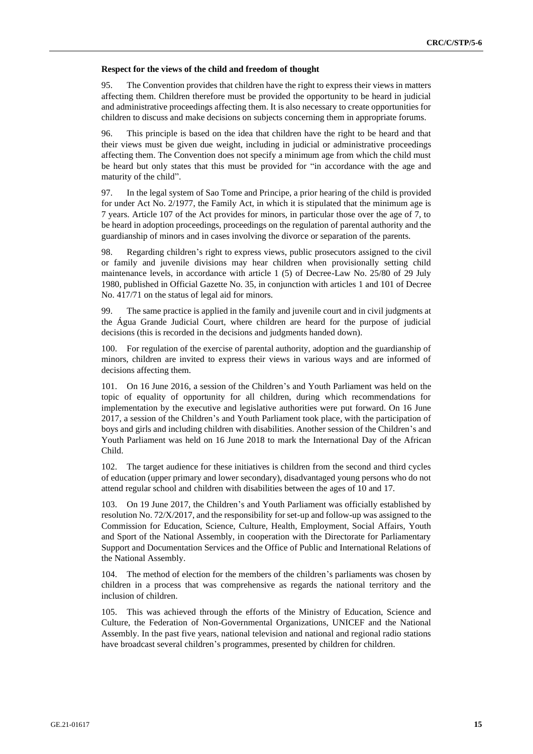**Respect for the views of the child and freedom of thought**

95. The Convention provides that children have the right to express their views in matters affecting them. Children therefore must be provided the opportunity to be heard in judicial and administrative proceedings affecting them. It is also necessary to create opportunities for children to discuss and make decisions on subjects concerning them in appropriate forums.

96. This principle is based on the idea that children have the right to be heard and that their views must be given due weight, including in judicial or administrative proceedings affecting them. The Convention does not specify a minimum age from which the child must be heard but only states that this must be provided for "in accordance with the age and maturity of the child".

97. In the legal system of Sao Tome and Principe, a prior hearing of the child is provided for under Act No. 2/1977, the Family Act, in which it is stipulated that the minimum age is 7 years. Article 107 of the Act provides for minors, in particular those over the age of 7, to be heard in adoption proceedings, proceedings on the regulation of parental authority and the guardianship of minors and in cases involving the divorce or separation of the parents.

98. Regarding children's right to express views, public prosecutors assigned to the civil or family and juvenile divisions may hear children when provisionally setting child maintenance levels, in accordance with article 1 (5) of Decree-Law No. 25/80 of 29 July 1980, published in Official Gazette No. 35, in conjunction with articles 1 and 101 of Decree No. 417/71 on the status of legal aid for minors.

99. The same practice is applied in the family and juvenile court and in civil judgments at the Água Grande Judicial Court, where children are heard for the purpose of judicial decisions (this is recorded in the decisions and judgments handed down).

100. For regulation of the exercise of parental authority, adoption and the guardianship of minors, children are invited to express their views in various ways and are informed of decisions affecting them.

101. On 16 June 2016, a session of the Children's and Youth Parliament was held on the topic of equality of opportunity for all children, during which recommendations for implementation by the executive and legislative authorities were put forward. On 16 June 2017, a session of the Children's and Youth Parliament took place, with the participation of boys and girls and including children with disabilities. Another session of the Children's and Youth Parliament was held on 16 June 2018 to mark the International Day of the African Child.

102. The target audience for these initiatives is children from the second and third cycles of education (upper primary and lower secondary), disadvantaged young persons who do not attend regular school and children with disabilities between the ages of 10 and 17.

103. On 19 June 2017, the Children's and Youth Parliament was officially established by resolution No. 72/X/2017, and the responsibility for set-up and follow-up was assigned to the Commission for Education, Science, Culture, Health, Employment, Social Affairs, Youth and Sport of the National Assembly, in cooperation with the Directorate for Parliamentary Support and Documentation Services and the Office of Public and International Relations of the National Assembly.

104. The method of election for the members of the children's parliaments was chosen by children in a process that was comprehensive as regards the national territory and the inclusion of children.

105. This was achieved through the efforts of the Ministry of Education, Science and Culture, the Federation of Non-Governmental Organizations, UNICEF and the National Assembly. In the past five years, national television and national and regional radio stations have broadcast several children's programmes, presented by children for children.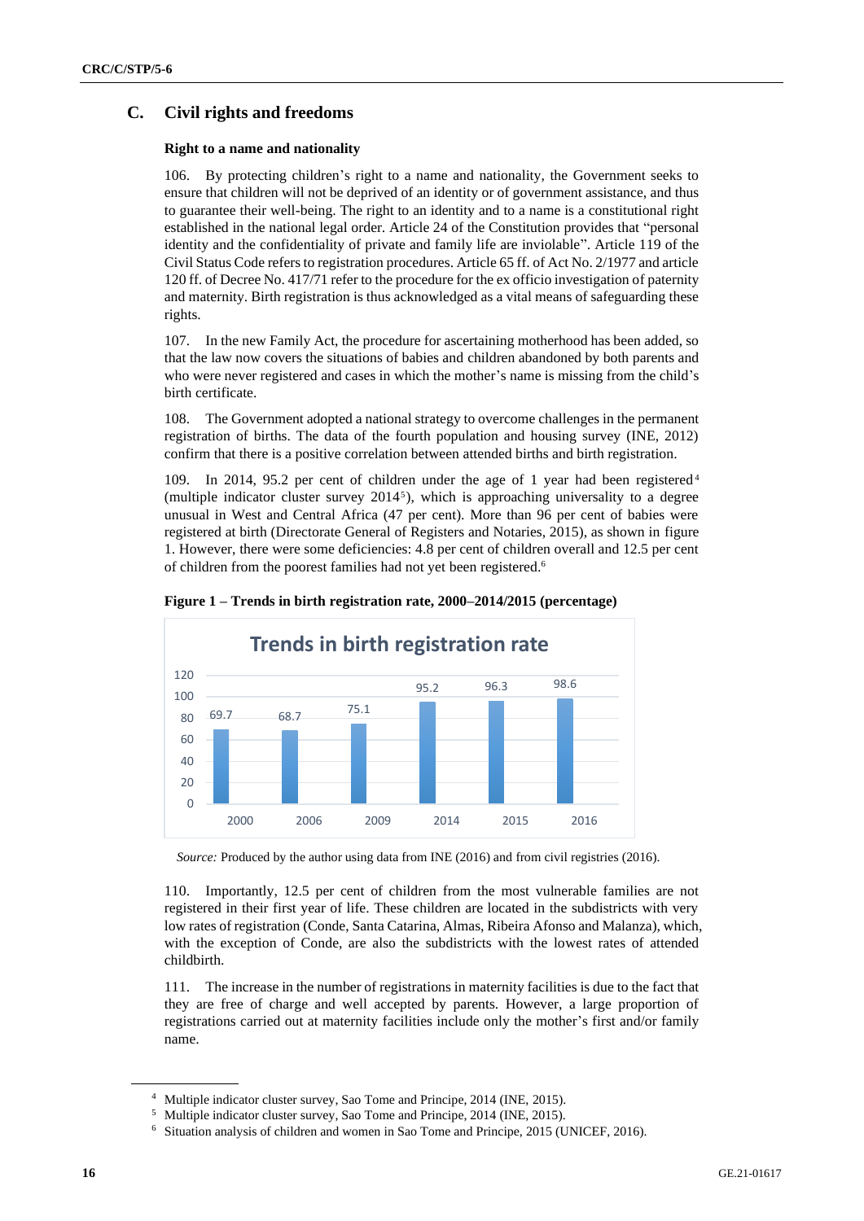## C. Civil rights and freedoms

### Right to a name and nationality

106. By protecting children's right to a name and nationality, the Government seeks to ensure that children will not be deprived of an identity or of government assistance, and thus to guarantee their well-being. The right to an identity and to a name is a constitutional right established in the national legal order. Article 24 of the Constitution provides that "personal identity and the confidentiality of private and family life are inviolable". Article 119 of the Civil Status Code refers to registration procedures. Article 65 ff. of Act No. 2/1977 and article 120 ff. of Decree No. 417/71 refer to the procedure for the ex officio investigation of paternity and maternity. Birth registration is thus acknowledged as a vital means of safeguarding these rights.

107. In the new Family Act, the procedure for ascertaining motherhood has been added, so that the law now covers the situations of babies and children abandoned by both parents and who were never registered and cases in which the mother's name is missing from the child's birth certificate.

108. The Government adopted a national strategy to overcome challenges in the permanent registration of births. The data of the fourth population and housing survey (INE, 2012) confirm that there is a positive correlation between attended births and birth registration.

109. In 2014, 95.2 per cent of children under the age of 1 year had been registered[4] (multiple indicator cluster survey 2014[5]), which is approaching universality to a degree unusual in West and Central Africa (47 per cent). More than 96 per cent of babies were registered at birth (Directorate General of Registers and Notaries, 2015), as shown in figure 1. However, there were some deficiencies: 4.8 per cent of children overall and 12.5 per cent of children from the poorest families had not yet been registered.[6]

**Figure 1 – Trends in birth registration rate, 2000–2014/2015 (percentage)**

Trends in birth registration rate

| Year | Rate |
|---|---|
| 2000 | 69.7 |
| 2006 | 68.7 |
| 2009 | 75.1 |
| 2014 | 95.2 |
| 2015 | 96.3 |
| 2016 | 98.6 |

*Source:* Produced by the author using data from INE (2016) and from civil registries (2016).

110. Importantly, 12.5 per cent of children from the most vulnerable families are not registered in their first year of life. These children are located in the subdistricts with very low rates of registration (Conde, Santa Catarina, Almas, Ribeira Afonso and Malanza), which, with the exception of Conde, are also the subdistricts with the lowest rates of attended childbirth.

111. The increase in the number of registrations in maternity facilities is due to the fact that they are free of charge and well accepted by parents. However, a large proportion of registrations carried out at maternity facilities include only the mother's first and/or family name.

[4] Multiple indicator cluster survey, Sao Tome and Principe, 2014 (INE, 2015).

[5] Multiple indicator cluster survey, Sao Tome and Principe, 2014 (INE, 2015).

[6] Situation analysis of children and women in Sao Tome and Principe, 2015 (UNICEF, 2016).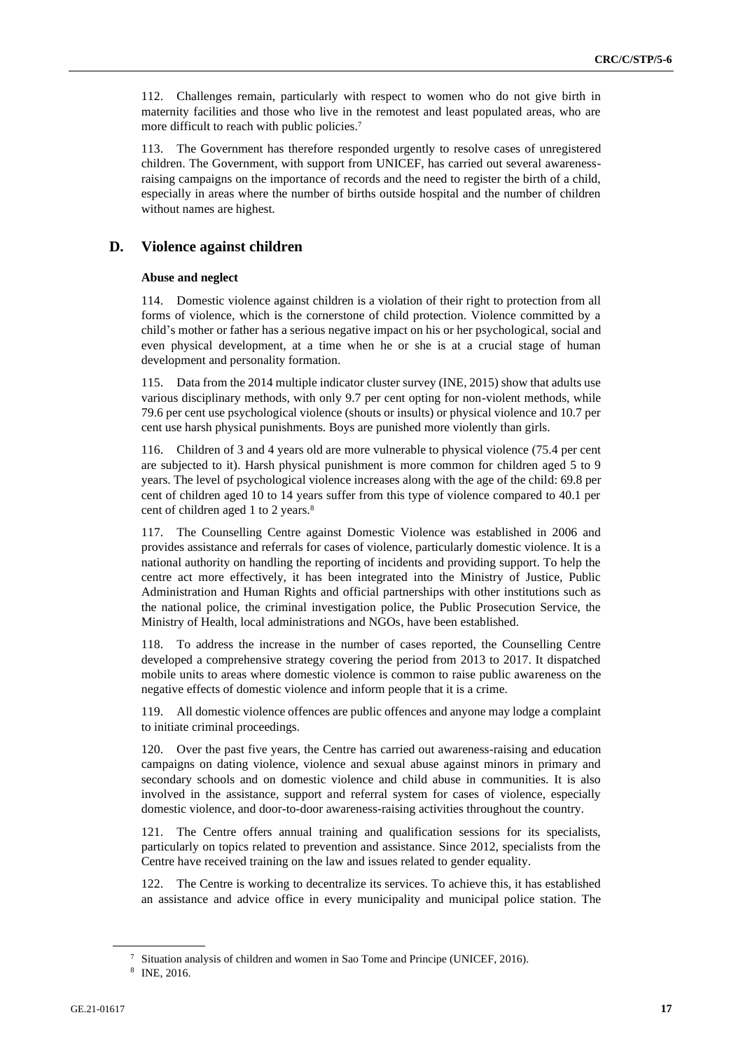112. Challenges remain, particularly with respect to women who do not give birth in maternity facilities and those who live in the remotest and least populated areas, who are more difficult to reach with public policies.[7]

113. The Government has therefore responded urgently to resolve cases of unregistered children. The Government, with support from UNICEF, has carried out several awareness-raising campaigns on the importance of records and the need to register the birth of a child, especially in areas where the number of births outside hospital and the number of children without names are highest.

## D. Violence against children

### Abuse and neglect

114. Domestic violence against children is a violation of their right to protection from all forms of violence, which is the cornerstone of child protection. Violence committed by a child's mother or father has a serious negative impact on his or her psychological, social and even physical development, at a time when he or she is at a crucial stage of human development and personality formation.

115. Data from the 2014 multiple indicator cluster survey (INE, 2015) show that adults use various disciplinary methods, with only 9.7 per cent opting for non-violent methods, while 79.6 per cent use psychological violence (shouts or insults) or physical violence and 10.7 per cent use harsh physical punishments. Boys are punished more violently than girls.

116. Children of 3 and 4 years old are more vulnerable to physical violence (75.4 per cent are subjected to it). Harsh physical punishment is more common for children aged 5 to 9 years. The level of psychological violence increases along with the age of the child: 69.8 per cent of children aged 10 to 14 years suffer from this type of violence compared to 40.1 per cent of children aged 1 to 2 years.[8]

117. The Counselling Centre against Domestic Violence was established in 2006 and provides assistance and referrals for cases of violence, particularly domestic violence. It is a national authority on handling the reporting of incidents and providing support. To help the centre act more effectively, it has been integrated into the Ministry of Justice, Public Administration and Human Rights and official partnerships with other institutions such as the national police, the criminal investigation police, the Public Prosecution Service, the Ministry of Health, local administrations and NGOs, have been established.

118. To address the increase in the number of cases reported, the Counselling Centre developed a comprehensive strategy covering the period from 2013 to 2017. It dispatched mobile units to areas where domestic violence is common to raise public awareness on the negative effects of domestic violence and inform people that it is a crime.

119. All domestic violence offences are public offences and anyone may lodge a complaint to initiate criminal proceedings.

120. Over the past five years, the Centre has carried out awareness-raising and education campaigns on dating violence, violence and sexual abuse against minors in primary and secondary schools and on domestic violence and child abuse in communities. It is also involved in the assistance, support and referral system for cases of violence, especially domestic violence, and door-to-door awareness-raising activities throughout the country.

121. The Centre offers annual training and qualification sessions for its specialists, particularly on topics related to prevention and assistance. Since 2012, specialists from the Centre have received training on the law and issues related to gender equality.

122. The Centre is working to decentralize its services. To achieve this, it has established an assistance and advice office in every municipality and municipal police station. The

---

[7] Situation analysis of children and women in Sao Tome and Principe (UNICEF, 2016).

[8] INE, 2016.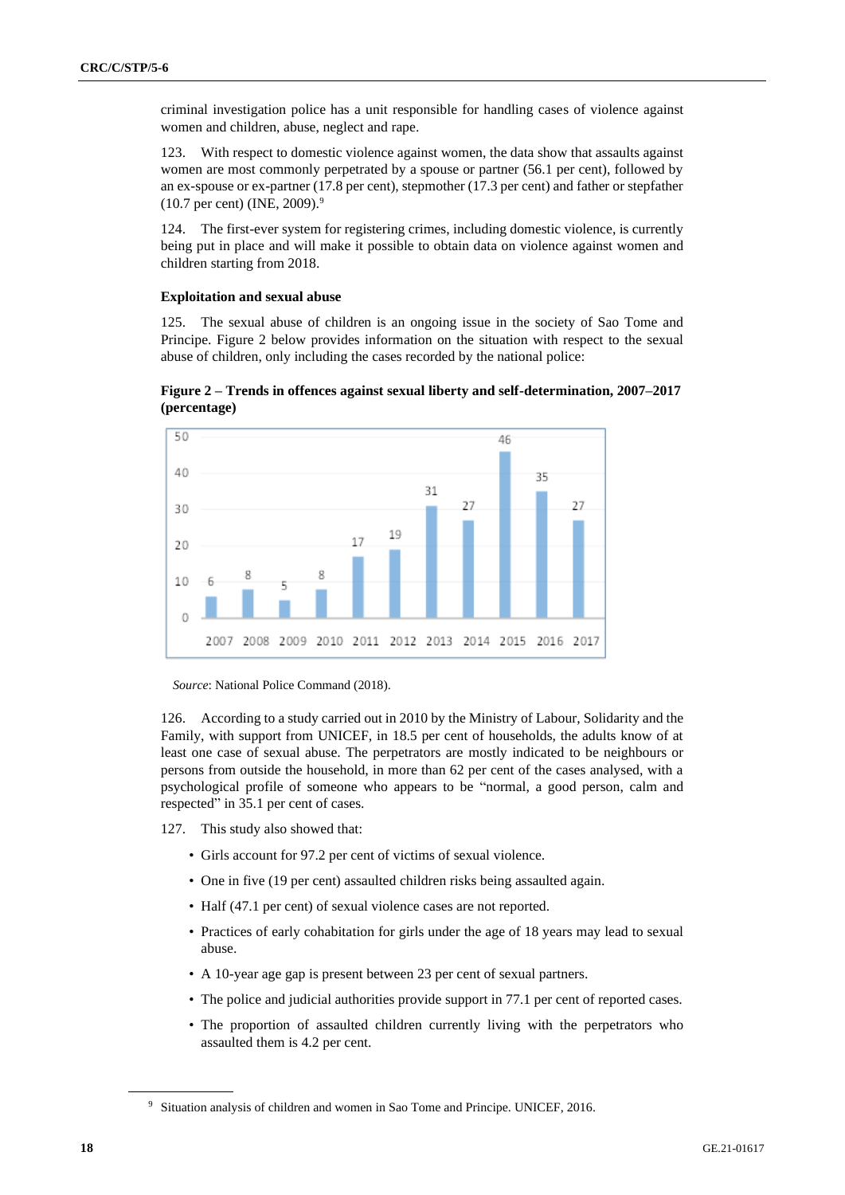criminal investigation police has a unit responsible for handling cases of violence against women and children, abuse, neglect and rape.

123. With respect to domestic violence against women, the data show that assaults against women are most commonly perpetrated by a spouse or partner (56.1 per cent), followed by an ex-spouse or ex-partner (17.8 per cent), stepmother (17.3 per cent) and father or stepfather (10.7 per cent) (INE, 2009).[9]

124. The first-ever system for registering crimes, including domestic violence, is currently being put in place and will make it possible to obtain data on violence against women and children starting from 2018.

### Exploitation and sexual abuse

125. The sexual abuse of children is an ongoing issue in the society of Sao Tome and Principe. Figure 2 below provides information on the situation with respect to the sexual abuse of children, only including the cases recorded by the national police:

**Figure 2 – Trends in offences against sexual liberty and self-determination, 2007–2017 (percentage)**

| Year | Percentage |
|---|---|
| 2007 | 6 |
| 2008 | 8 |
| 2009 | 5 |
| 2010 | 8 |
| 2011 | 17 |
| 2012 | 19 |
| 2013 | 31 |
| 2014 | 27 |
| 2015 | 46 |
| 2016 | 35 |
| 2017 | 27 |

*Source*: National Police Command (2018).

126. According to a study carried out in 2010 by the Ministry of Labour, Solidarity and the Family, with support from UNICEF, in 18.5 per cent of households, the adults know of at least one case of sexual abuse. The perpetrators are mostly indicated to be neighbours or persons from outside the household, in more than 62 per cent of the cases analysed, with a psychological profile of someone who appears to be "normal, a good person, calm and respected" in 35.1 per cent of cases.

127. This study also showed that:

- Girls account for 97.2 per cent of victims of sexual violence.
- One in five (19 per cent) assaulted children risks being assaulted again.
- Half (47.1 per cent) of sexual violence cases are not reported.
- Practices of early cohabitation for girls under the age of 18 years may lead to sexual abuse.
- A 10-year age gap is present between 23 per cent of sexual partners.
- The police and judicial authorities provide support in 77.1 per cent of reported cases.
- The proportion of assaulted children currently living with the perpetrators who assaulted them is 4.2 per cent.

---

[9] Situation analysis of children and women in Sao Tome and Principe. UNICEF, 2016.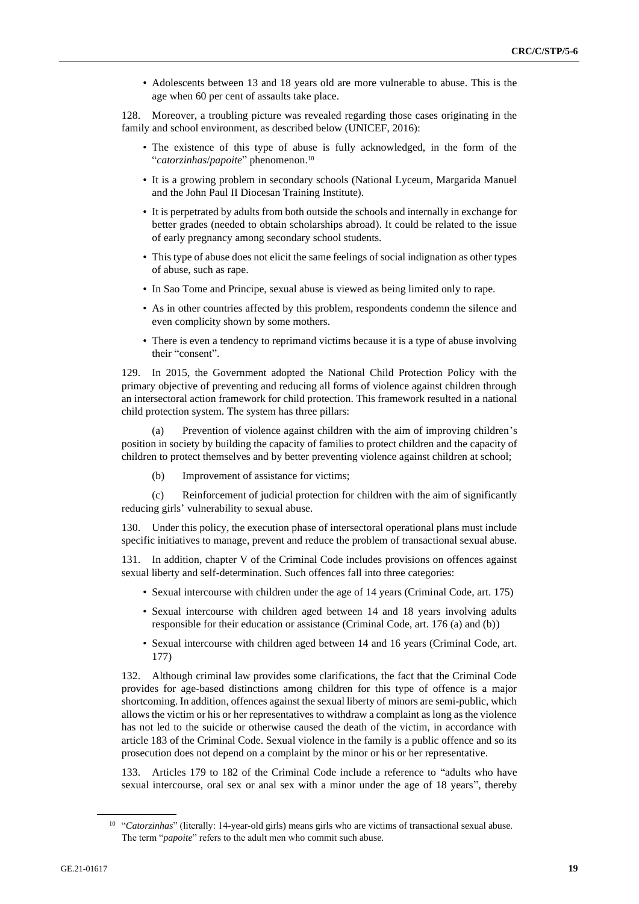- Adolescents between 13 and 18 years old are more vulnerable to abuse. This is the age when 60 per cent of assaults take place.

128. Moreover, a troubling picture was revealed regarding those cases originating in the family and school environment, as described below (UNICEF, 2016):

- The existence of this type of abuse is fully acknowledged, in the form of the "*catorzinhas*/*papoite*" phenomenon.[10]
- It is a growing problem in secondary schools (National Lyceum, Margarida Manuel and the John Paul II Diocesan Training Institute).
- It is perpetrated by adults from both outside the schools and internally in exchange for better grades (needed to obtain scholarships abroad). It could be related to the issue of early pregnancy among secondary school students.
- This type of abuse does not elicit the same feelings of social indignation as other types of abuse, such as rape.
- In Sao Tome and Principe, sexual abuse is viewed as being limited only to rape.
- As in other countries affected by this problem, respondents condemn the silence and even complicity shown by some mothers.
- There is even a tendency to reprimand victims because it is a type of abuse involving their "consent".

129. In 2015, the Government adopted the National Child Protection Policy with the primary objective of preventing and reducing all forms of violence against children through an intersectoral action framework for child protection. This framework resulted in a national child protection system. The system has three pillars:

(a) Prevention of violence against children with the aim of improving children's position in society by building the capacity of families to protect children and the capacity of children to protect themselves and by better preventing violence against children at school;

(b) Improvement of assistance for victims;

(c) Reinforcement of judicial protection for children with the aim of significantly reducing girls' vulnerability to sexual abuse.

130. Under this policy, the execution phase of intersectoral operational plans must include specific initiatives to manage, prevent and reduce the problem of transactional sexual abuse.

131. In addition, chapter V of the Criminal Code includes provisions on offences against sexual liberty and self-determination. Such offences fall into three categories:

- Sexual intercourse with children under the age of 14 years (Criminal Code, art. 175)
- Sexual intercourse with children aged between 14 and 18 years involving adults responsible for their education or assistance (Criminal Code, art. 176 (a) and (b))
- Sexual intercourse with children aged between 14 and 16 years (Criminal Code, art. 177)

132. Although criminal law provides some clarifications, the fact that the Criminal Code provides for age-based distinctions among children for this type of offence is a major shortcoming. In addition, offences against the sexual liberty of minors are semi-public, which allows the victim or his or her representatives to withdraw a complaint as long as the violence has not led to the suicide or otherwise caused the death of the victim, in accordance with article 183 of the Criminal Code. Sexual violence in the family is a public offence and so its prosecution does not depend on a complaint by the minor or his or her representative.

133. Articles 179 to 182 of the Criminal Code include a reference to "adults who have sexual intercourse, oral sex or anal sex with a minor under the age of 18 years", thereby

[10] "*Catorzinhas*" (literally: 14-year-old girls) means girls who are victims of transactional sexual abuse. The term "*papoite*" refers to the adult men who commit such abuse.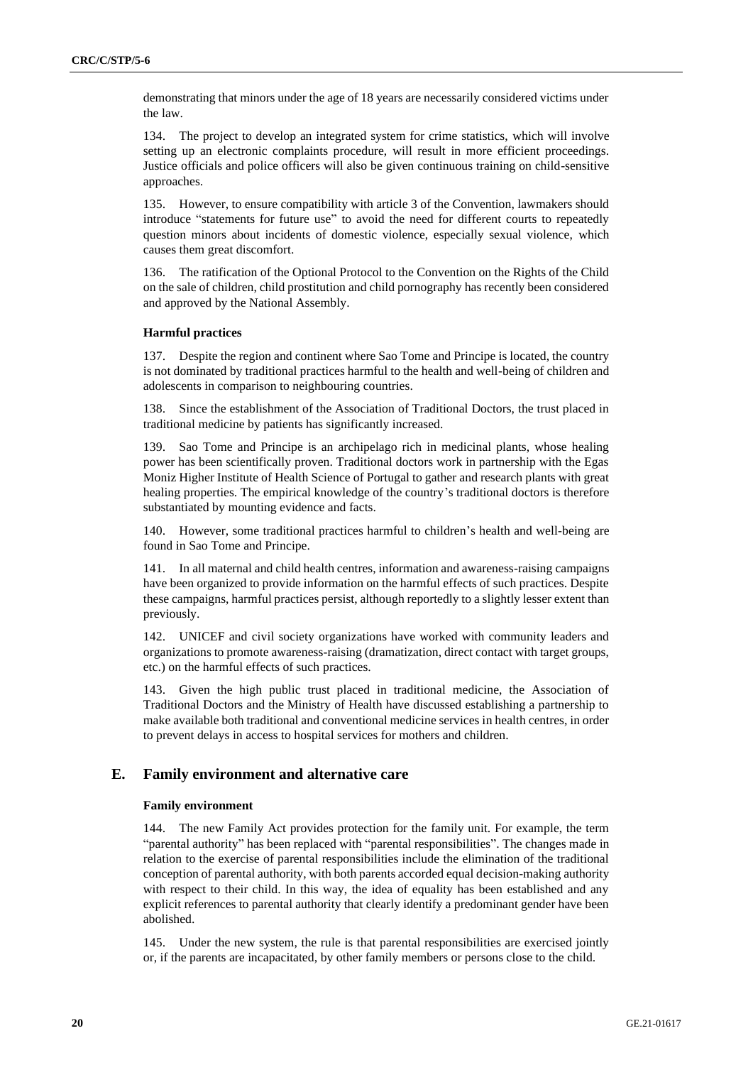demonstrating that minors under the age of 18 years are necessarily considered victims under the law.

134. The project to develop an integrated system for crime statistics, which will involve setting up an electronic complaints procedure, will result in more efficient proceedings. Justice officials and police officers will also be given continuous training on child-sensitive approaches.

135. However, to ensure compatibility with article 3 of the Convention, lawmakers should introduce "statements for future use" to avoid the need for different courts to repeatedly question minors about incidents of domestic violence, especially sexual violence, which causes them great discomfort.

136. The ratification of the Optional Protocol to the Convention on the Rights of the Child on the sale of children, child prostitution and child pornography has recently been considered and approved by the National Assembly.

#### Harmful practices

137. Despite the region and continent where Sao Tome and Principe is located, the country is not dominated by traditional practices harmful to the health and well-being of children and adolescents in comparison to neighbouring countries.

138. Since the establishment of the Association of Traditional Doctors, the trust placed in traditional medicine by patients has significantly increased.

139. Sao Tome and Principe is an archipelago rich in medicinal plants, whose healing power has been scientifically proven. Traditional doctors work in partnership with the Egas Moniz Higher Institute of Health Science of Portugal to gather and research plants with great healing properties. The empirical knowledge of the country's traditional doctors is therefore substantiated by mounting evidence and facts.

140. However, some traditional practices harmful to children's health and well-being are found in Sao Tome and Principe.

141. In all maternal and child health centres, information and awareness-raising campaigns have been organized to provide information on the harmful effects of such practices. Despite these campaigns, harmful practices persist, although reportedly to a slightly lesser extent than previously.

142. UNICEF and civil society organizations have worked with community leaders and organizations to promote awareness-raising (dramatization, direct contact with target groups, etc.) on the harmful effects of such practices.

143. Given the high public trust placed in traditional medicine, the Association of Traditional Doctors and the Ministry of Health have discussed establishing a partnership to make available both traditional and conventional medicine services in health centres, in order to prevent delays in access to hospital services for mothers and children.

## E. Family environment and alternative care

#### Family environment

144. The new Family Act provides protection for the family unit. For example, the term "parental authority" has been replaced with "parental responsibilities". The changes made in relation to the exercise of parental responsibilities include the elimination of the traditional conception of parental authority, with both parents accorded equal decision-making authority with respect to their child. In this way, the idea of equality has been established and any explicit references to parental authority that clearly identify a predominant gender have been abolished.

145. Under the new system, the rule is that parental responsibilities are exercised jointly or, if the parents are incapacitated, by other family members or persons close to the child.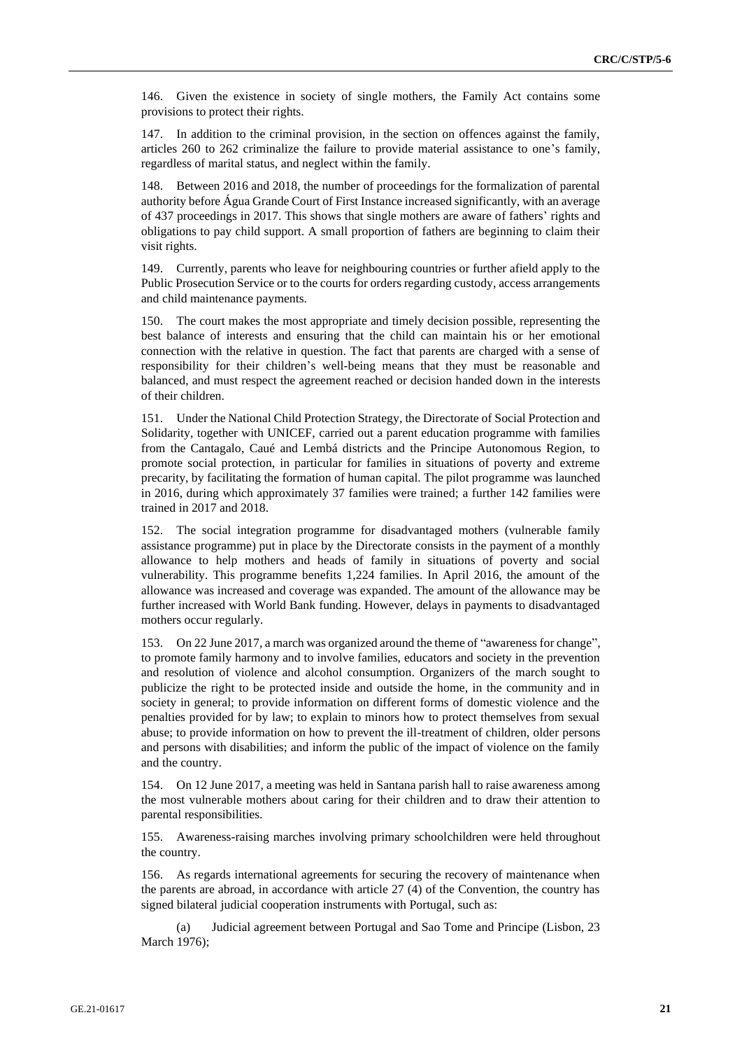146. Given the existence in society of single mothers, the Family Act contains some provisions to protect their rights.

147. In addition to the criminal provision, in the section on offences against the family, articles 260 to 262 criminalize the failure to provide material assistance to one's family, regardless of marital status, and neglect within the family.

148. Between 2016 and 2018, the number of proceedings for the formalization of parental authority before Água Grande Court of First Instance increased significantly, with an average of 437 proceedings in 2017. This shows that single mothers are aware of fathers' rights and obligations to pay child support. A small proportion of fathers are beginning to claim their visit rights.

149. Currently, parents who leave for neighbouring countries or further afield apply to the Public Prosecution Service or to the courts for orders regarding custody, access arrangements and child maintenance payments.

150. The court makes the most appropriate and timely decision possible, representing the best balance of interests and ensuring that the child can maintain his or her emotional connection with the relative in question. The fact that parents are charged with a sense of responsibility for their children's well-being means that they must be reasonable and balanced, and must respect the agreement reached or decision handed down in the interests of their children.

151. Under the National Child Protection Strategy, the Directorate of Social Protection and Solidarity, together with UNICEF, carried out a parent education programme with families from the Cantagalo, Caué and Lembá districts and the Principe Autonomous Region, to promote social protection, in particular for families in situations of poverty and extreme precarity, by facilitating the formation of human capital. The pilot programme was launched in 2016, during which approximately 37 families were trained; a further 142 families were trained in 2017 and 2018.

152. The social integration programme for disadvantaged mothers (vulnerable family assistance programme) put in place by the Directorate consists in the payment of a monthly allowance to help mothers and heads of family in situations of poverty and social vulnerability. This programme benefits 1,224 families. In April 2016, the amount of the allowance was increased and coverage was expanded. The amount of the allowance may be further increased with World Bank funding. However, delays in payments to disadvantaged mothers occur regularly.

153. On 22 June 2017, a march was organized around the theme of "awareness for change", to promote family harmony and to involve families, educators and society in the prevention and resolution of violence and alcohol consumption. Organizers of the march sought to publicize the right to be protected inside and outside the home, in the community and in society in general; to provide information on different forms of domestic violence and the penalties provided for by law; to explain to minors how to protect themselves from sexual abuse; to provide information on how to prevent the ill-treatment of children, older persons and persons with disabilities; and inform the public of the impact of violence on the family and the country.

154. On 12 June 2017, a meeting was held in Santana parish hall to raise awareness among the most vulnerable mothers about caring for their children and to draw their attention to parental responsibilities.

155. Awareness-raising marches involving primary schoolchildren were held throughout the country.

156. As regards international agreements for securing the recovery of maintenance when the parents are abroad, in accordance with article 27 (4) of the Convention, the country has signed bilateral judicial cooperation instruments with Portugal, such as:

(a) Judicial agreement between Portugal and Sao Tome and Principe (Lisbon, 23 March 1976);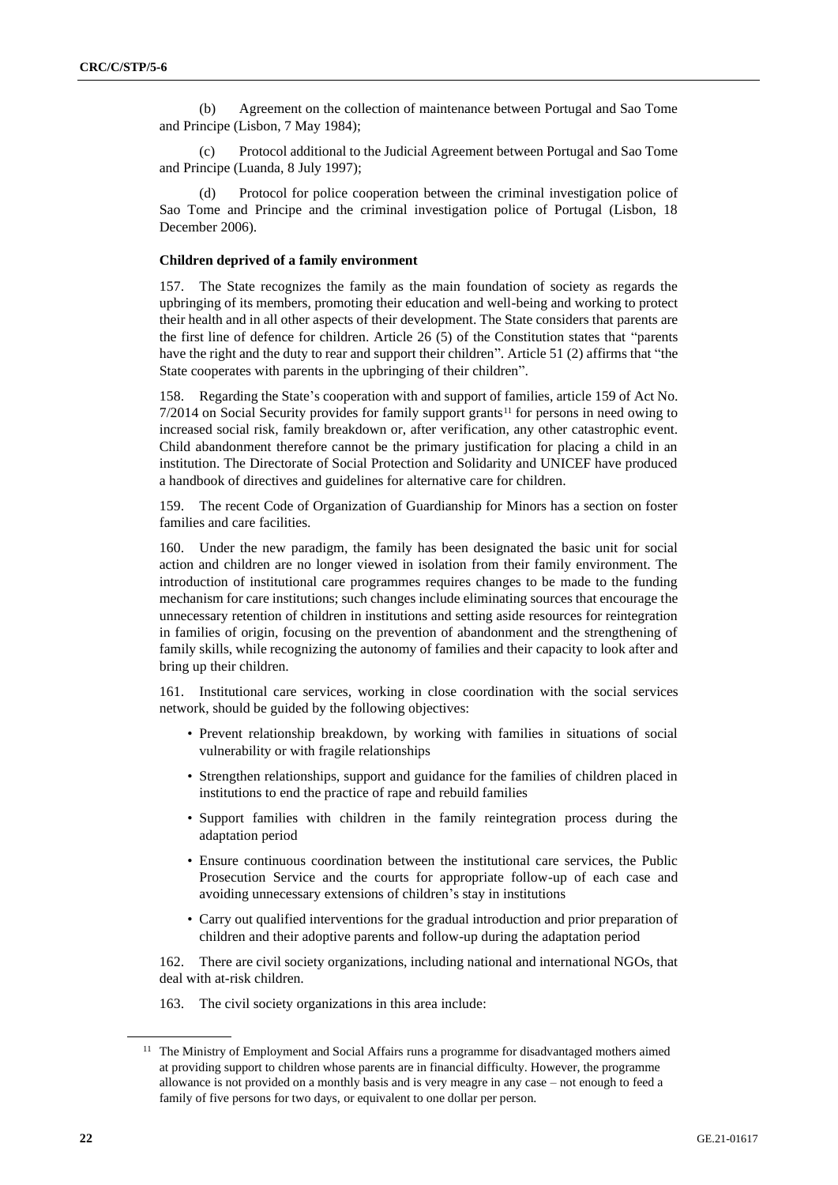(b) Agreement on the collection of maintenance between Portugal and Sao Tome and Principe (Lisbon, 7 May 1984);

(c) Protocol additional to the Judicial Agreement between Portugal and Sao Tome and Principe (Luanda, 8 July 1997);

(d) Protocol for police cooperation between the criminal investigation police of Sao Tome and Principe and the criminal investigation police of Portugal (Lisbon, 18 December 2006).

**Children deprived of a family environment**

157. The State recognizes the family as the main foundation of society as regards the upbringing of its members, promoting their education and well-being and working to protect their health and in all other aspects of their development. The State considers that parents are the first line of defence for children. Article 26 (5) of the Constitution states that "parents have the right and the duty to rear and support their children". Article 51 (2) affirms that "the State cooperates with parents in the upbringing of their children".

158. Regarding the State's cooperation with and support of families, article 159 of Act No. 7/2014 on Social Security provides for family support grants[11] for persons in need owing to increased social risk, family breakdown or, after verification, any other catastrophic event. Child abandonment therefore cannot be the primary justification for placing a child in an institution. The Directorate of Social Protection and Solidarity and UNICEF have produced a handbook of directives and guidelines for alternative care for children.

159. The recent Code of Organization of Guardianship for Minors has a section on foster families and care facilities.

160. Under the new paradigm, the family has been designated the basic unit for social action and children are no longer viewed in isolation from their family environment. The introduction of institutional care programmes requires changes to be made to the funding mechanism for care institutions; such changes include eliminating sources that encourage the unnecessary retention of children in institutions and setting aside resources for reintegration in families of origin, focusing on the prevention of abandonment and the strengthening of family skills, while recognizing the autonomy of families and their capacity to look after and bring up their children.

161. Institutional care services, working in close coordination with the social services network, should be guided by the following objectives:

- Prevent relationship breakdown, by working with families in situations of social vulnerability or with fragile relationships
- Strengthen relationships, support and guidance for the families of children placed in institutions to end the practice of rape and rebuild families
- Support families with children in the family reintegration process during the adaptation period
- Ensure continuous coordination between the institutional care services, the Public Prosecution Service and the courts for appropriate follow-up of each case and avoiding unnecessary extensions of children's stay in institutions
- Carry out qualified interventions for the gradual introduction and prior preparation of children and their adoptive parents and follow-up during the adaptation period

162. There are civil society organizations, including national and international NGOs, that deal with at-risk children.

163. The civil society organizations in this area include:

---

[11] The Ministry of Employment and Social Affairs runs a programme for disadvantaged mothers aimed at providing support to children whose parents are in financial difficulty. However, the programme allowance is not provided on a monthly basis and is very meagre in any case – not enough to feed a family of five persons for two days, or equivalent to one dollar per person.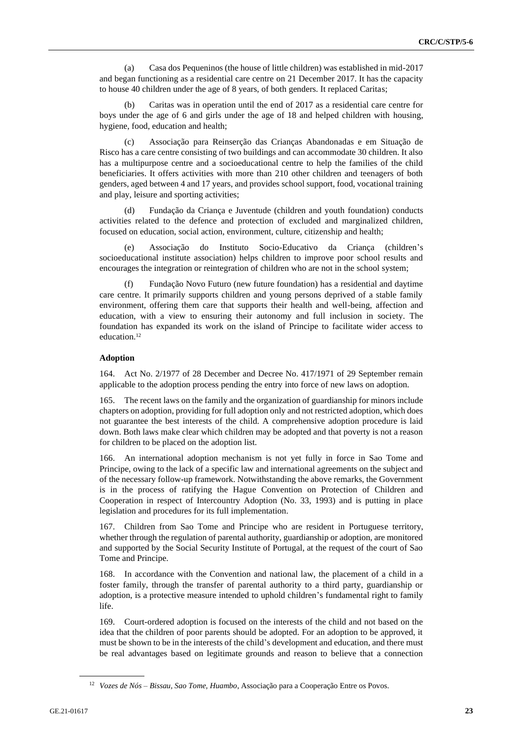(a) Casa dos Pequeninos (the house of little children) was established in mid-2017 and began functioning as a residential care centre on 21 December 2017. It has the capacity to house 40 children under the age of 8 years, of both genders. It replaced Caritas;

(b) Caritas was in operation until the end of 2017 as a residential care centre for boys under the age of 6 and girls under the age of 18 and helped children with housing, hygiene, food, education and health;

(c) Associação para Reinserção das Crianças Abandonadas e em Situação de Risco has a care centre consisting of two buildings and can accommodate 30 children. It also has a multipurpose centre and a socioeducational centre to help the families of the child beneficiaries. It offers activities with more than 210 other children and teenagers of both genders, aged between 4 and 17 years, and provides school support, food, vocational training and play, leisure and sporting activities;

(d) Fundação da Criança e Juventude (children and youth foundation) conducts activities related to the defence and protection of excluded and marginalized children, focused on education, social action, environment, culture, citizenship and health;

(e) Associação do Instituto Socio-Educativo da Criança (children's socioeducational institute association) helps children to improve poor school results and encourages the integration or reintegration of children who are not in the school system;

(f) Fundação Novo Futuro (new future foundation) has a residential and daytime care centre. It primarily supports children and young persons deprived of a stable family environment, offering them care that supports their health and well-being, affection and education, with a view to ensuring their autonomy and full inclusion in society. The foundation has expanded its work on the island of Principe to facilitate wider access to education.[12]

**Adoption**

164. Act No. 2/1977 of 28 December and Decree No. 417/1971 of 29 September remain applicable to the adoption process pending the entry into force of new laws on adoption.

165. The recent laws on the family and the organization of guardianship for minors include chapters on adoption, providing for full adoption only and not restricted adoption, which does not guarantee the best interests of the child. A comprehensive adoption procedure is laid down. Both laws make clear which children may be adopted and that poverty is not a reason for children to be placed on the adoption list.

166. An international adoption mechanism is not yet fully in force in Sao Tome and Principe, owing to the lack of a specific law and international agreements on the subject and of the necessary follow-up framework. Notwithstanding the above remarks, the Government is in the process of ratifying the Hague Convention on Protection of Children and Cooperation in respect of Intercountry Adoption (No. 33, 1993) and is putting in place legislation and procedures for its full implementation.

167. Children from Sao Tome and Principe who are resident in Portuguese territory, whether through the regulation of parental authority, guardianship or adoption, are monitored and supported by the Social Security Institute of Portugal, at the request of the court of Sao Tome and Principe.

168. In accordance with the Convention and national law, the placement of a child in a foster family, through the transfer of parental authority to a third party, guardianship or adoption, is a protective measure intended to uphold children's fundamental right to family life.

169. Court-ordered adoption is focused on the interests of the child and not based on the idea that the children of poor parents should be adopted. For an adoption to be approved, it must be shown to be in the interests of the child's development and education, and there must be real advantages based on legitimate grounds and reason to believe that a connection

[12] *Vozes de Nós – Bissau, Sao Tome, Huambo*, Associação para a Cooperação Entre os Povos.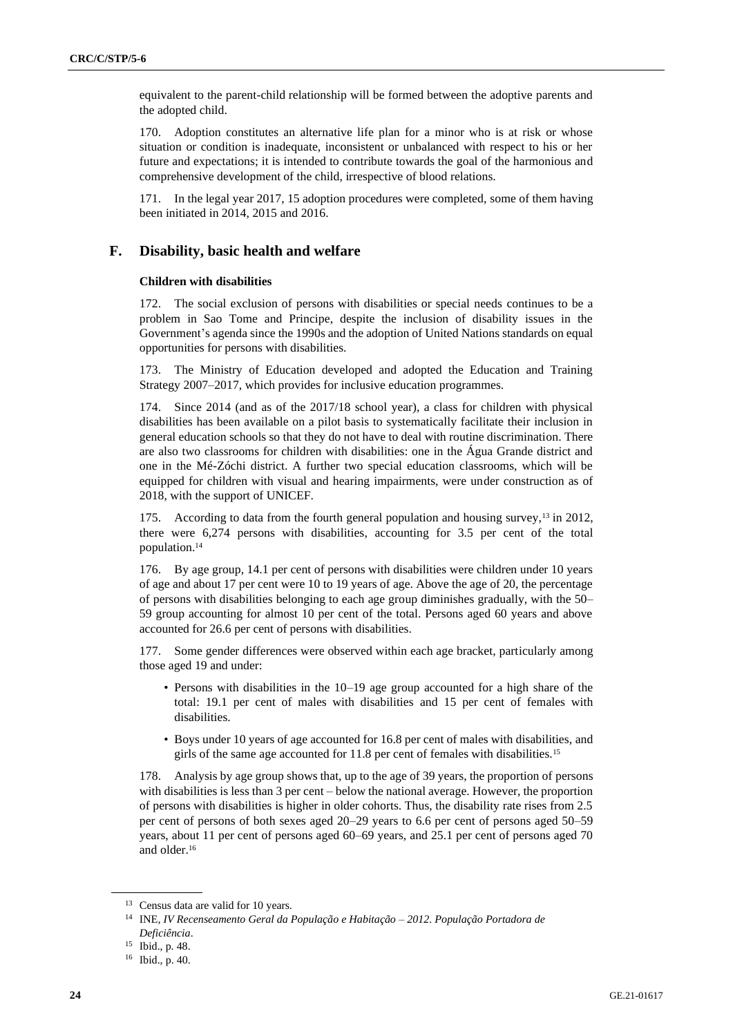equivalent to the parent-child relationship will be formed between the adoptive parents and the adopted child.

170. Adoption constitutes an alternative life plan for a minor who is at risk or whose situation or condition is inadequate, inconsistent or unbalanced with respect to his or her future and expectations; it is intended to contribute towards the goal of the harmonious and comprehensive development of the child, irrespective of blood relations.

171. In the legal year 2017, 15 adoption procedures were completed, some of them having been initiated in 2014, 2015 and 2016.

## F. Disability, basic health and welfare

### Children with disabilities

172. The social exclusion of persons with disabilities or special needs continues to be a problem in Sao Tome and Principe, despite the inclusion of disability issues in the Government's agenda since the 1990s and the adoption of United Nations standards on equal opportunities for persons with disabilities.

173. The Ministry of Education developed and adopted the Education and Training Strategy 2007–2017, which provides for inclusive education programmes.

174. Since 2014 (and as of the 2017/18 school year), a class for children with physical disabilities has been available on a pilot basis to systematically facilitate their inclusion in general education schools so that they do not have to deal with routine discrimination. There are also two classrooms for children with disabilities: one in the Água Grande district and one in the Mé-Zóchi district. A further two special education classrooms, which will be equipped for children with visual and hearing impairments, were under construction as of 2018, with the support of UNICEF.

175. According to data from the fourth general population and housing survey,[13] in 2012, there were 6,274 persons with disabilities, accounting for 3.5 per cent of the total population.[14]

176. By age group, 14.1 per cent of persons with disabilities were children under 10 years of age and about 17 per cent were 10 to 19 years of age. Above the age of 20, the percentage of persons with disabilities belonging to each age group diminishes gradually, with the 50–59 group accounting for almost 10 per cent of the total. Persons aged 60 years and above accounted for 26.6 per cent of persons with disabilities.

177. Some gender differences were observed within each age bracket, particularly among those aged 19 and under:

- Persons with disabilities in the 10–19 age group accounted for a high share of the total: 19.1 per cent of males with disabilities and 15 per cent of females with disabilities.
- Boys under 10 years of age accounted for 16.8 per cent of males with disabilities, and girls of the same age accounted for 11.8 per cent of females with disabilities.[15]

178. Analysis by age group shows that, up to the age of 39 years, the proportion of persons with disabilities is less than 3 per cent – below the national average. However, the proportion of persons with disabilities is higher in older cohorts. Thus, the disability rate rises from 2.5 per cent of persons of both sexes aged 20–29 years to 6.6 per cent of persons aged 50–59 years, about 11 per cent of persons aged 60–69 years, and 25.1 per cent of persons aged 70 and older.[16]

---

[13] Census data are valid for 10 years.

[14] INE, *IV Recenseamento Geral da População e Habitação – 2012. População Portadora de Deficiência*.

[15] Ibid., p. 48.

[16] Ibid., p. 40.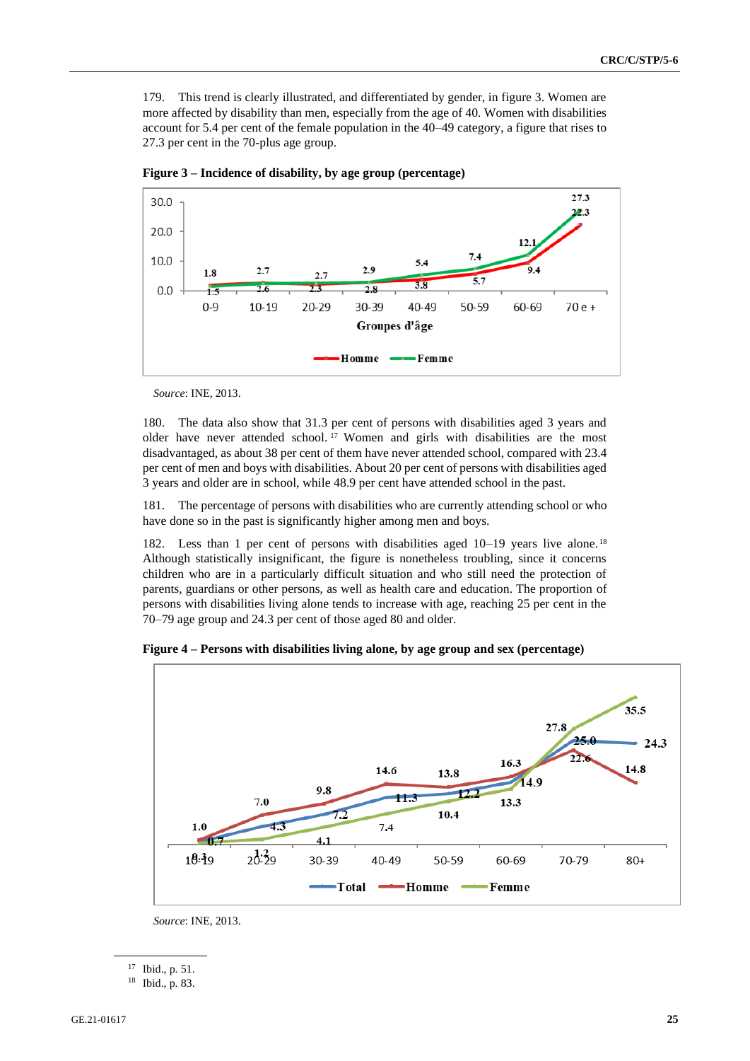179. This trend is clearly illustrated, and differentiated by gender, in figure 3. Women are more affected by disability than men, especially from the age of 40. Women with disabilities account for 5.4 per cent of the female population in the 40–49 category, a figure that rises to 27.3 per cent in the 70-plus age group.

**Figure 3 – Incidence of disability, by age group (percentage)**

| Groupes d'âge | Homme | Femme |
|---|---|---|
| 0-9 | 1.8 | 1.5 |
| 10-19 | 2.7 | 2.6 |
| 20-29 | 2.7 | 2.3 |
| 30-39 | 2.9 | 2.8 |
| 40-49 | 3.8 | 5.4 |
| 50-59 | 5.7 | 7.4 |
| 60-69 | 9.4 | 12.1 |
| 70 e + | 22.3 | 27.3 |

*Source*: INE, 2013.

180. The data also show that 31.3 per cent of persons with disabilities aged 3 years and older have never attended school.[17] Women and girls with disabilities are the most disadvantaged, as about 38 per cent of them have never attended school, compared with 23.4 per cent of men and boys with disabilities. About 20 per cent of persons with disabilities aged 3 years and older are in school, while 48.9 per cent have attended school in the past.

181. The percentage of persons with disabilities who are currently attending school or who have done so in the past is significantly higher among men and boys.

182. Less than 1 per cent of persons with disabilities aged 10–19 years live alone.[18] Although statistically insignificant, the figure is nonetheless troubling, since it concerns children who are in a particularly difficult situation and who still need the protection of parents, guardians or other persons, as well as health care and education. The proportion of persons with disabilities living alone tends to increase with age, reaching 25 per cent in the 70–79 age group and 24.3 per cent of those aged 80 and older.

**Figure 4 – Persons with disabilities living alone, by age group and sex (percentage)**

| Age group | Total | Homme | Femme |
|---|---|---|---|
| 10-19 | 0.7 | 1.0 | 0.3 |
| 20-29 | 4.3 | 7.0 | 1.2 |
| 30-39 | 7.2 | 9.8 | 4.1 |
| 40-49 | 11.3 | 14.6 | 7.4 |
| 50-59 | 12.2 | 13.8 | 10.4 |
| 60-69 | 14.9 | 16.3 | 13.3 |
| 70-79 | 25.0 | 22.6 | 27.8 |
| 80+ | 24.3 | 14.8 | 35.5 |

*Source*: INE, 2013.

---

[17] Ibid., p. 51.

[18] Ibid., p. 83.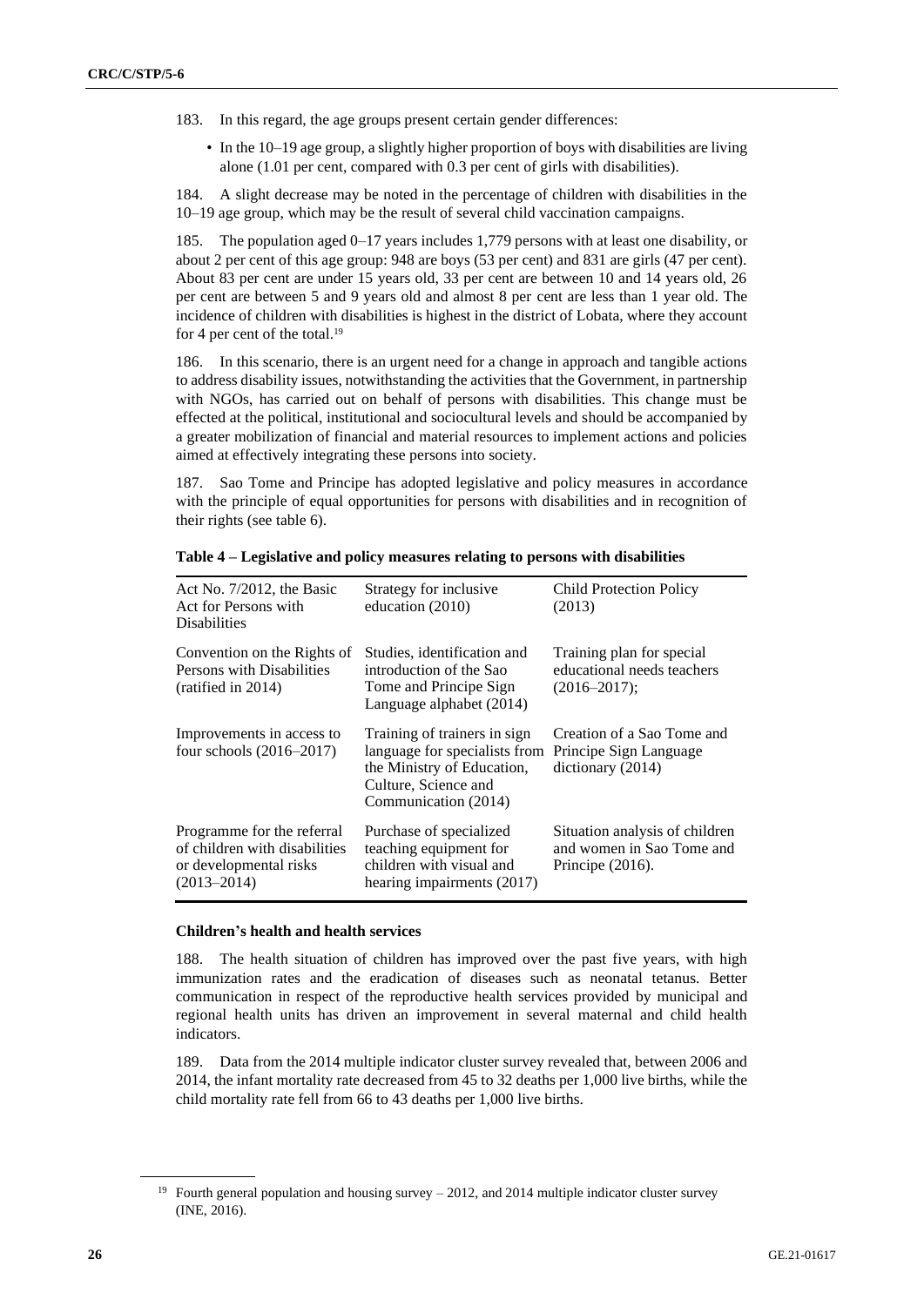183. In this regard, the age groups present certain gender differences:

- In the 10–19 age group, a slightly higher proportion of boys with disabilities are living alone (1.01 per cent, compared with 0.3 per cent of girls with disabilities).

184. A slight decrease may be noted in the percentage of children with disabilities in the 10–19 age group, which may be the result of several child vaccination campaigns.

185. The population aged 0–17 years includes 1,779 persons with at least one disability, or about 2 per cent of this age group: 948 are boys (53 per cent) and 831 are girls (47 per cent). About 83 per cent are under 15 years old, 33 per cent are between 10 and 14 years old, 26 per cent are between 5 and 9 years old and almost 8 per cent are less than 1 year old. The incidence of children with disabilities is highest in the district of Lobata, where they account for 4 per cent of the total.[19]

186. In this scenario, there is an urgent need for a change in approach and tangible actions to address disability issues, notwithstanding the activities that the Government, in partnership with NGOs, has carried out on behalf of persons with disabilities. This change must be effected at the political, institutional and sociocultural levels and should be accompanied by a greater mobilization of financial and material resources to implement actions and policies aimed at effectively integrating these persons into society.

187. Sao Tome and Principe has adopted legislative and policy measures in accordance with the principle of equal opportunities for persons with disabilities and in recognition of their rights (see table 6).

**Table 4 – Legislative and policy measures relating to persons with disabilities**

| | | |
|---|---|---|
| Act No. 7/2012, the Basic Act for Persons with Disabilities | Strategy for inclusive education (2010) | Child Protection Policy (2013) |
| Convention on the Rights of Persons with Disabilities (ratified in 2014) | Studies, identification and introduction of the Sao Tome and Principe Sign Language alphabet (2014) | Training plan for special educational needs teachers (2016–2017); |
| Improvements in access to four schools (2016–2017) | Training of trainers in sign language for specialists from the Ministry of Education, Culture, Science and Communication (2014) | Creation of a Sao Tome and Principe Sign Language dictionary (2014) |
| Programme for the referral of children with disabilities or developmental risks (2013–2014) | Purchase of specialized teaching equipment for children with visual and hearing impairments (2017) | Situation analysis of children and women in Sao Tome and Principe (2016). |

**Children's health and health services**

188. The health situation of children has improved over the past five years, with high immunization rates and the eradication of diseases such as neonatal tetanus. Better communication in respect of the reproductive health services provided by municipal and regional health units has driven an improvement in several maternal and child health indicators.

189. Data from the 2014 multiple indicator cluster survey revealed that, between 2006 and 2014, the infant mortality rate decreased from 45 to 32 deaths per 1,000 live births, while the child mortality rate fell from 66 to 43 deaths per 1,000 live births.

[19] Fourth general population and housing survey – 2012, and 2014 multiple indicator cluster survey (INE, 2016).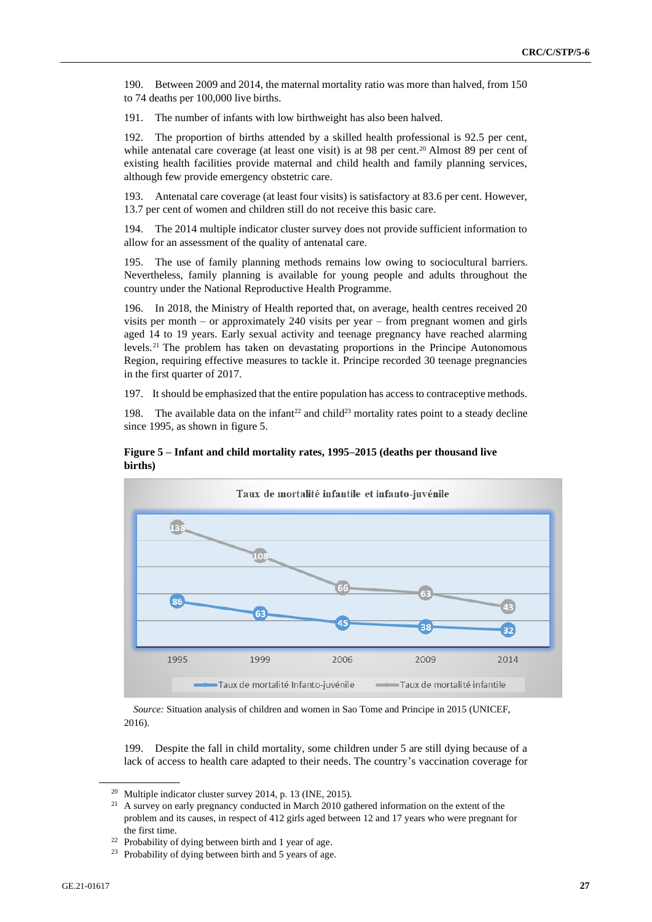190. Between 2009 and 2014, the maternal mortality ratio was more than halved, from 150 to 74 deaths per 100,000 live births.

191. The number of infants with low birthweight has also been halved.

192. The proportion of births attended by a skilled health professional is 92.5 per cent, while antenatal care coverage (at least one visit) is at 98 per cent.[20] Almost 89 per cent of existing health facilities provide maternal and child health and family planning services, although few provide emergency obstetric care.

193. Antenatal care coverage (at least four visits) is satisfactory at 83.6 per cent. However, 13.7 per cent of women and children still do not receive this basic care.

194. The 2014 multiple indicator cluster survey does not provide sufficient information to allow for an assessment of the quality of antenatal care.

195. The use of family planning methods remains low owing to sociocultural barriers. Nevertheless, family planning is available for young people and adults throughout the country under the National Reproductive Health Programme.

196. In 2018, the Ministry of Health reported that, on average, health centres received 20 visits per month – or approximately 240 visits per year – from pregnant women and girls aged 14 to 19 years. Early sexual activity and teenage pregnancy have reached alarming levels.[21] The problem has taken on devastating proportions in the Principe Autonomous Region, requiring effective measures to tackle it. Principe recorded 30 teenage pregnancies in the first quarter of 2017.

197. It should be emphasized that the entire population has access to contraceptive methods.

198. The available data on the infant[22] and child[23] mortality rates point to a steady decline since 1995, as shown in figure 5.

**Figure 5 – Infant and child mortality rates, 1995–2015 (deaths per thousand live births)**

Taux de mortalité infantile et infanto-juvénile

| | 1995 | 1999 | 2006 | 2009 | 2014 |
|---|---|---|---|---|---|
| Taux de mortalité infantile | 138 | 108 | 66 | 63 | 43 |
| Taux de mortalité Infanto-juvénile | 86 | 63 | 45 | 38 | 32 |

*Source:* Situation analysis of children and women in Sao Tome and Principe in 2015 (UNICEF, 2016).

199. Despite the fall in child mortality, some children under 5 are still dying because of a lack of access to health care adapted to their needs. The country's vaccination coverage for

[20] Multiple indicator cluster survey 2014, p. 13 (INE, 2015).

[21] A survey on early pregnancy conducted in March 2010 gathered information on the extent of the problem and its causes, in respect of 412 girls aged between 12 and 17 years who were pregnant for the first time.

[22] Probability of dying between birth and 1 year of age.

[23] Probability of dying between birth and 5 years of age.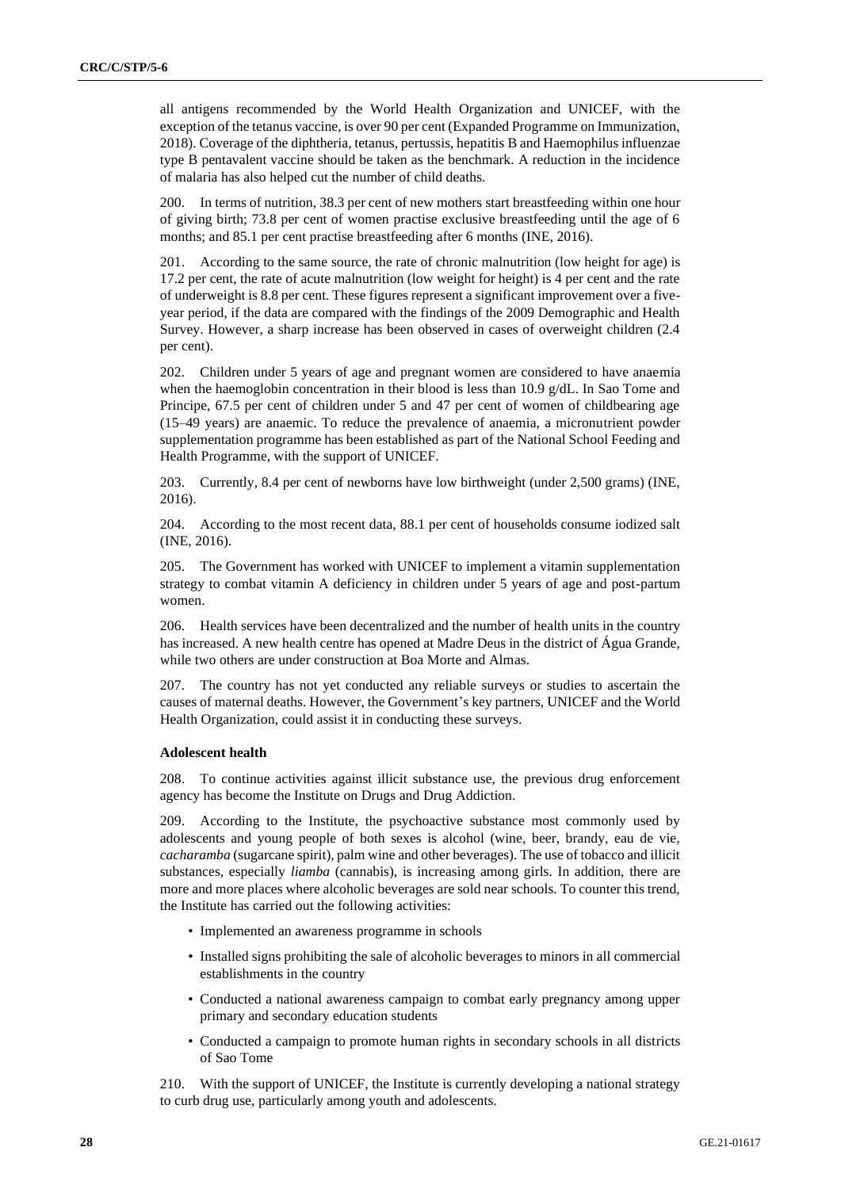all antigens recommended by the World Health Organization and UNICEF, with the exception of the tetanus vaccine, is over 90 per cent (Expanded Programme on Immunization, 2018). Coverage of the diphtheria, tetanus, pertussis, hepatitis B and Haemophilus influenzae type B pentavalent vaccine should be taken as the benchmark. A reduction in the incidence of malaria has also helped cut the number of child deaths.

200. In terms of nutrition, 38.3 per cent of new mothers start breastfeeding within one hour of giving birth; 73.8 per cent of women practise exclusive breastfeeding until the age of 6 months; and 85.1 per cent practise breastfeeding after 6 months (INE, 2016).

201. According to the same source, the rate of chronic malnutrition (low height for age) is 17.2 per cent, the rate of acute malnutrition (low weight for height) is 4 per cent and the rate of underweight is 8.8 per cent. These figures represent a significant improvement over a five-year period, if the data are compared with the findings of the 2009 Demographic and Health Survey. However, a sharp increase has been observed in cases of overweight children (2.4 per cent).

202. Children under 5 years of age and pregnant women are considered to have anaemia when the haemoglobin concentration in their blood is less than 10.9 g/dL. In Sao Tome and Principe, 67.5 per cent of children under 5 and 47 per cent of women of childbearing age (15–49 years) are anaemic. To reduce the prevalence of anaemia, a micronutrient powder supplementation programme has been established as part of the National School Feeding and Health Programme, with the support of UNICEF.

203. Currently, 8.4 per cent of newborns have low birthweight (under 2,500 grams) (INE, 2016).

204. According to the most recent data, 88.1 per cent of households consume iodized salt (INE, 2016).

205. The Government has worked with UNICEF to implement a vitamin supplementation strategy to combat vitamin A deficiency in children under 5 years of age and post-partum women.

206. Health services have been decentralized and the number of health units in the country has increased. A new health centre has opened at Madre Deus in the district of Água Grande, while two others are under construction at Boa Morte and Almas.

207. The country has not yet conducted any reliable surveys or studies to ascertain the causes of maternal deaths. However, the Government's key partners, UNICEF and the World Health Organization, could assist it in conducting these surveys.

**Adolescent health**

208. To continue activities against illicit substance use, the previous drug enforcement agency has become the Institute on Drugs and Drug Addiction.

209. According to the Institute, the psychoactive substance most commonly used by adolescents and young people of both sexes is alcohol (wine, beer, brandy, eau de vie, *cacharamba* (sugarcane spirit), palm wine and other beverages). The use of tobacco and illicit substances, especially *liamba* (cannabis), is increasing among girls. In addition, there are more and more places where alcoholic beverages are sold near schools. To counter this trend, the Institute has carried out the following activities:

- Implemented an awareness programme in schools
- Installed signs prohibiting the sale of alcoholic beverages to minors in all commercial establishments in the country
- Conducted a national awareness campaign to combat early pregnancy among upper primary and secondary education students
- Conducted a campaign to promote human rights in secondary schools in all districts of Sao Tome

210. With the support of UNICEF, the Institute is currently developing a national strategy to curb drug use, particularly among youth and adolescents.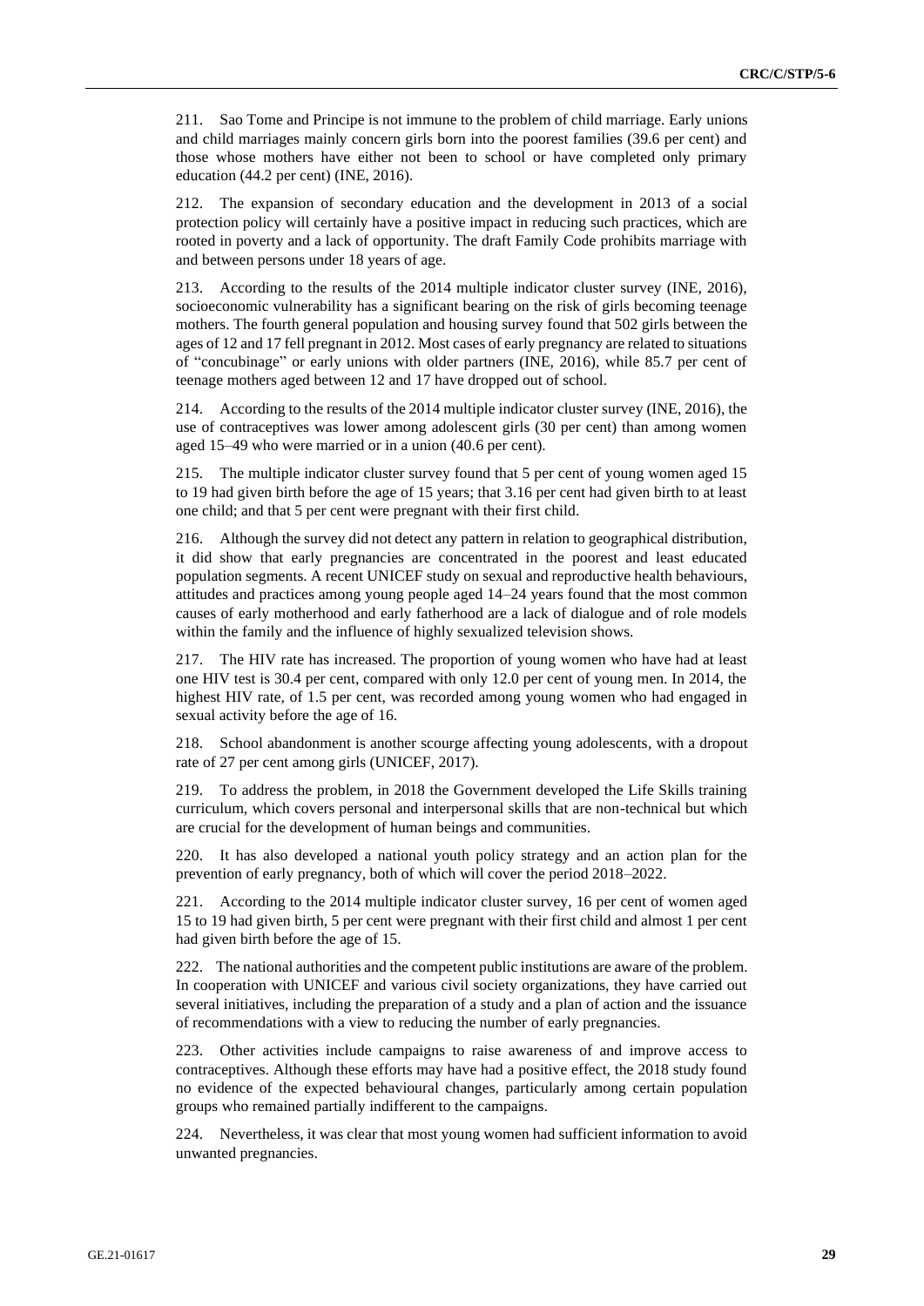211. Sao Tome and Principe is not immune to the problem of child marriage. Early unions and child marriages mainly concern girls born into the poorest families (39.6 per cent) and those whose mothers have either not been to school or have completed only primary education (44.2 per cent) (INE, 2016).

212. The expansion of secondary education and the development in 2013 of a social protection policy will certainly have a positive impact in reducing such practices, which are rooted in poverty and a lack of opportunity. The draft Family Code prohibits marriage with and between persons under 18 years of age.

213. According to the results of the 2014 multiple indicator cluster survey (INE, 2016), socioeconomic vulnerability has a significant bearing on the risk of girls becoming teenage mothers. The fourth general population and housing survey found that 502 girls between the ages of 12 and 17 fell pregnant in 2012. Most cases of early pregnancy are related to situations of "concubinage" or early unions with older partners (INE, 2016), while 85.7 per cent of teenage mothers aged between 12 and 17 have dropped out of school.

214. According to the results of the 2014 multiple indicator cluster survey (INE, 2016), the use of contraceptives was lower among adolescent girls (30 per cent) than among women aged 15–49 who were married or in a union (40.6 per cent).

215. The multiple indicator cluster survey found that 5 per cent of young women aged 15 to 19 had given birth before the age of 15 years; that 3.16 per cent had given birth to at least one child; and that 5 per cent were pregnant with their first child.

216. Although the survey did not detect any pattern in relation to geographical distribution, it did show that early pregnancies are concentrated in the poorest and least educated population segments. A recent UNICEF study on sexual and reproductive health behaviours, attitudes and practices among young people aged 14–24 years found that the most common causes of early motherhood and early fatherhood are a lack of dialogue and of role models within the family and the influence of highly sexualized television shows.

217. The HIV rate has increased. The proportion of young women who have had at least one HIV test is 30.4 per cent, compared with only 12.0 per cent of young men. In 2014, the highest HIV rate, of 1.5 per cent, was recorded among young women who had engaged in sexual activity before the age of 16.

218. School abandonment is another scourge affecting young adolescents, with a dropout rate of 27 per cent among girls (UNICEF, 2017).

219. To address the problem, in 2018 the Government developed the Life Skills training curriculum, which covers personal and interpersonal skills that are non-technical but which are crucial for the development of human beings and communities.

220. It has also developed a national youth policy strategy and an action plan for the prevention of early pregnancy, both of which will cover the period 2018–2022.

221. According to the 2014 multiple indicator cluster survey, 16 per cent of women aged 15 to 19 had given birth, 5 per cent were pregnant with their first child and almost 1 per cent had given birth before the age of 15.

222. The national authorities and the competent public institutions are aware of the problem. In cooperation with UNICEF and various civil society organizations, they have carried out several initiatives, including the preparation of a study and a plan of action and the issuance of recommendations with a view to reducing the number of early pregnancies.

223. Other activities include campaigns to raise awareness of and improve access to contraceptives. Although these efforts may have had a positive effect, the 2018 study found no evidence of the expected behavioural changes, particularly among certain population groups who remained partially indifferent to the campaigns.

224. Nevertheless, it was clear that most young women had sufficient information to avoid unwanted pregnancies.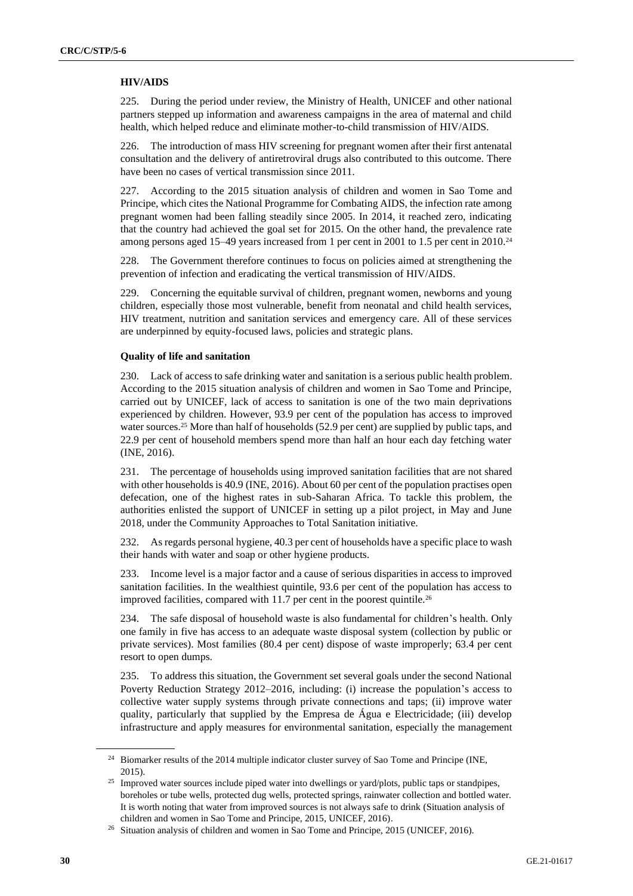**HIV/AIDS**

225. During the period under review, the Ministry of Health, UNICEF and other national partners stepped up information and awareness campaigns in the area of maternal and child health, which helped reduce and eliminate mother-to-child transmission of HIV/AIDS.

226. The introduction of mass HIV screening for pregnant women after their first antenatal consultation and the delivery of antiretroviral drugs also contributed to this outcome. There have been no cases of vertical transmission since 2011.

227. According to the 2015 situation analysis of children and women in Sao Tome and Principe, which cites the National Programme for Combating AIDS, the infection rate among pregnant women had been falling steadily since 2005. In 2014, it reached zero, indicating that the country had achieved the goal set for 2015. On the other hand, the prevalence rate among persons aged 15–49 years increased from 1 per cent in 2001 to 1.5 per cent in 2010.[24]

228. The Government therefore continues to focus on policies aimed at strengthening the prevention of infection and eradicating the vertical transmission of HIV/AIDS.

229. Concerning the equitable survival of children, pregnant women, newborns and young children, especially those most vulnerable, benefit from neonatal and child health services, HIV treatment, nutrition and sanitation services and emergency care. All of these services are underpinned by equity-focused laws, policies and strategic plans.

**Quality of life and sanitation**

230. Lack of access to safe drinking water and sanitation is a serious public health problem. According to the 2015 situation analysis of children and women in Sao Tome and Principe, carried out by UNICEF, lack of access to sanitation is one of the two main deprivations experienced by children. However, 93.9 per cent of the population has access to improved water sources.[25] More than half of households (52.9 per cent) are supplied by public taps, and 22.9 per cent of household members spend more than half an hour each day fetching water (INE, 2016).

231. The percentage of households using improved sanitation facilities that are not shared with other households is 40.9 (INE, 2016). About 60 per cent of the population practises open defecation, one of the highest rates in sub-Saharan Africa. To tackle this problem, the authorities enlisted the support of UNICEF in setting up a pilot project, in May and June 2018, under the Community Approaches to Total Sanitation initiative.

232. As regards personal hygiene, 40.3 per cent of households have a specific place to wash their hands with water and soap or other hygiene products.

233. Income level is a major factor and a cause of serious disparities in access to improved sanitation facilities. In the wealthiest quintile, 93.6 per cent of the population has access to improved facilities, compared with 11.7 per cent in the poorest quintile.[26]

234. The safe disposal of household waste is also fundamental for children's health. Only one family in five has access to an adequate waste disposal system (collection by public or private services). Most families (80.4 per cent) dispose of waste improperly; 63.4 per cent resort to open dumps.

235. To address this situation, the Government set several goals under the second National Poverty Reduction Strategy 2012–2016, including: (i) increase the population's access to collective water supply systems through private connections and taps; (ii) improve water quality, particularly that supplied by the Empresa de Água e Electricidade; (iii) develop infrastructure and apply measures for environmental sanitation, especially the management

---

[24] Biomarker results of the 2014 multiple indicator cluster survey of Sao Tome and Principe (INE, 2015).

[25] Improved water sources include piped water into dwellings or yard/plots, public taps or standpipes, boreholes or tube wells, protected dug wells, protected springs, rainwater collection and bottled water. It is worth noting that water from improved sources is not always safe to drink (Situation analysis of children and women in Sao Tome and Principe, 2015, UNICEF, 2016).

[26] Situation analysis of children and women in Sao Tome and Principe, 2015 (UNICEF, 2016).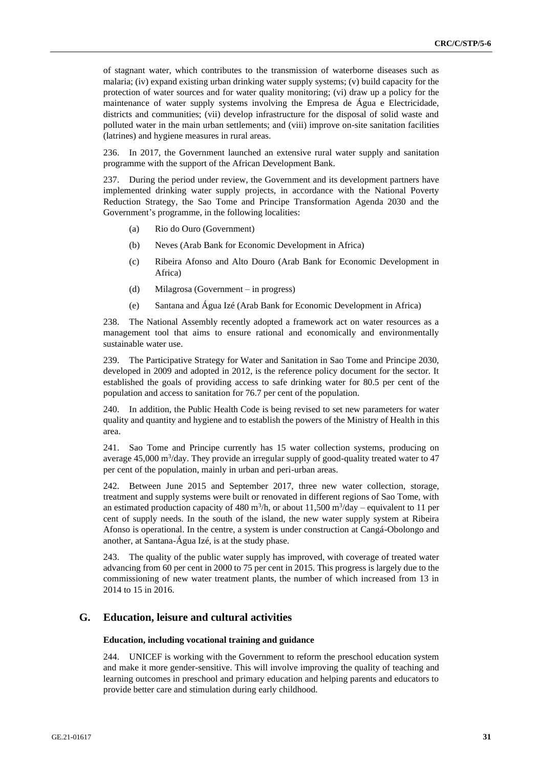of stagnant water, which contributes to the transmission of waterborne diseases such as malaria; (iv) expand existing urban drinking water supply systems; (v) build capacity for the protection of water sources and for water quality monitoring; (vi) draw up a policy for the maintenance of water supply systems involving the Empresa de Água e Electricidade, districts and communities; (vii) develop infrastructure for the disposal of solid waste and polluted water in the main urban settlements; and (viii) improve on-site sanitation facilities (latrines) and hygiene measures in rural areas.

236. In 2017, the Government launched an extensive rural water supply and sanitation programme with the support of the African Development Bank.

237. During the period under review, the Government and its development partners have implemented drinking water supply projects, in accordance with the National Poverty Reduction Strategy, the Sao Tome and Principe Transformation Agenda 2030 and the Government's programme, in the following localities:

(a) Rio do Ouro (Government)

(b) Neves (Arab Bank for Economic Development in Africa)

(c) Ribeira Afonso and Alto Douro (Arab Bank for Economic Development in Africa)

(d) Milagrosa (Government – in progress)

(e) Santana and Água Izé (Arab Bank for Economic Development in Africa)

238. The National Assembly recently adopted a framework act on water resources as a management tool that aims to ensure rational and economically and environmentally sustainable water use.

239. The Participative Strategy for Water and Sanitation in Sao Tome and Principe 2030, developed in 2009 and adopted in 2012, is the reference policy document for the sector. It established the goals of providing access to safe drinking water for 80.5 per cent of the population and access to sanitation for 76.7 per cent of the population.

240. In addition, the Public Health Code is being revised to set new parameters for water quality and quantity and hygiene and to establish the powers of the Ministry of Health in this area.

241. Sao Tome and Principe currently has 15 water collection systems, producing on average 45,000 $m^3$/day. They provide an irregular supply of good-quality treated water to 47 per cent of the population, mainly in urban and peri-urban areas.

242. Between June 2015 and September 2017, three new water collection, storage, treatment and supply systems were built or renovated in different regions of Sao Tome, with an estimated production capacity of 480 $m^3$/h, or about 11,500 $m^3$/day – equivalent to 11 per cent of supply needs. In the south of the island, the new water supply system at Ribeira Afonso is operational. In the centre, a system is under construction at Cangá-Obolongo and another, at Santana-Água Izé, is at the study phase.

243. The quality of the public water supply has improved, with coverage of treated water advancing from 60 per cent in 2000 to 75 per cent in 2015. This progress is largely due to the commissioning of new water treatment plants, the number of which increased from 13 in 2014 to 15 in 2016.

## G. Education, leisure and cultural activities

### Education, including vocational training and guidance

244. UNICEF is working with the Government to reform the preschool education system and make it more gender-sensitive. This will involve improving the quality of teaching and learning outcomes in preschool and primary education and helping parents and educators to provide better care and stimulation during early childhood.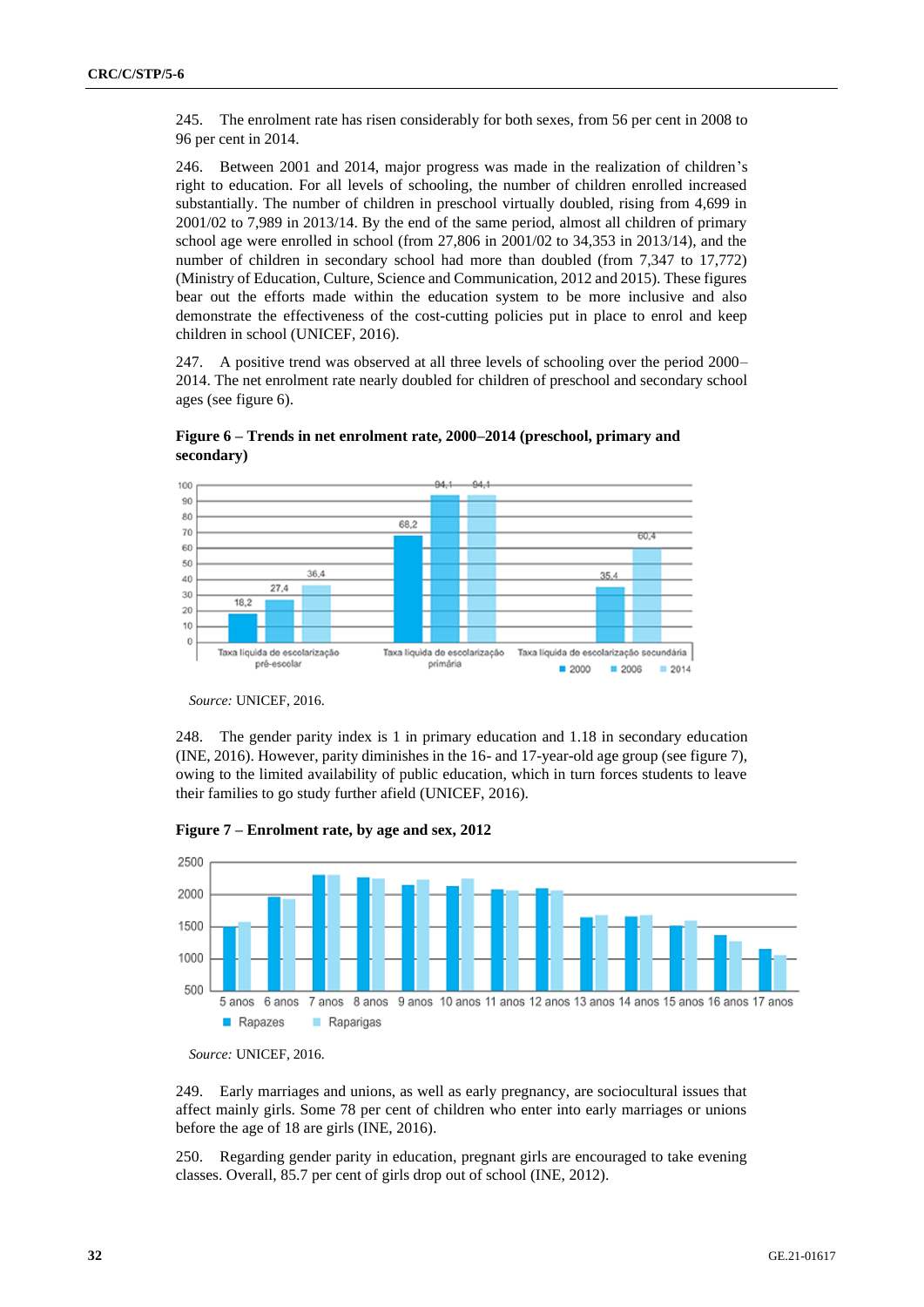245. The enrolment rate has risen considerably for both sexes, from 56 per cent in 2008 to 96 per cent in 2014.

246. Between 2001 and 2014, major progress was made in the realization of children's right to education. For all levels of schooling, the number of children enrolled increased substantially. The number of children in preschool virtually doubled, rising from 4,699 in 2001/02 to 7,989 in 2013/14. By the end of the same period, almost all children of primary school age were enrolled in school (from 27,806 in 2001/02 to 34,353 in 2013/14), and the number of children in secondary school had more than doubled (from 7,347 to 17,772) (Ministry of Education, Culture, Science and Communication, 2012 and 2015). These figures bear out the efforts made within the education system to be more inclusive and also demonstrate the effectiveness of the cost-cutting policies put in place to enrol and keep children in school (UNICEF, 2016).

247. A positive trend was observed at all three levels of schooling over the period 2000–2014. The net enrolment rate nearly doubled for children of preschool and secondary school ages (see figure 6).

**Figure 6 – Trends in net enrolment rate, 2000–2014 (preschool, primary and secondary)**

| | 2000 | 2006 | 2014 |
|---|---|---|---|
| Taxa líquida de escolarização pré-escolar | 18,2 | 27,4 | 36,4 |
| Taxa líquida de escolarização primária | 68,2 | 94,1 | 94,1 |
| Taxa líquida de escolarização secundária | | 35,4 | 60,4 |

*Source:* UNICEF, 2016.

248. The gender parity index is 1 in primary education and 1.18 in secondary education (INE, 2016). However, parity diminishes in the 16- and 17-year-old age group (see figure 7), owing to the limited availability of public education, which in turn forces students to leave their families to go study further afield (UNICEF, 2016).

**Figure 7 – Enrolment rate, by age and sex, 2012**

(Bar chart, y-axis 500–2500; categories: 5 anos, 6 anos, 7 anos, 8 anos, 9 anos, 10 anos, 11 anos, 12 anos, 13 anos, 14 anos, 15 anos, 16 anos, 17 anos; series: Rapazes, Raparigas)

*Source:* UNICEF, 2016.

249. Early marriages and unions, as well as early pregnancy, are sociocultural issues that affect mainly girls. Some 78 per cent of children who enter into early marriages or unions before the age of 18 are girls (INE, 2016).

250. Regarding gender parity in education, pregnant girls are encouraged to take evening classes. Overall, 85.7 per cent of girls drop out of school (INE, 2012).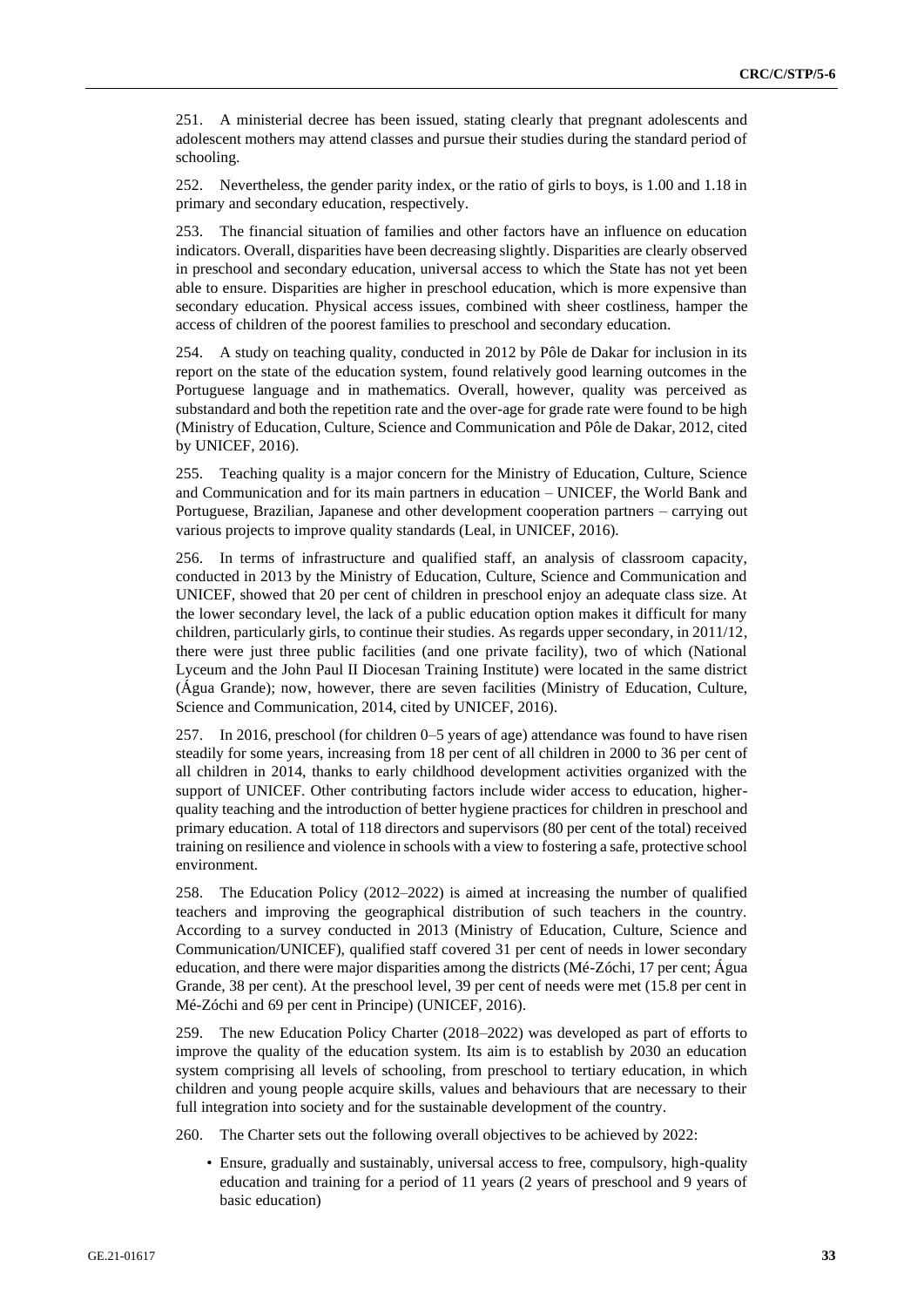251. A ministerial decree has been issued, stating clearly that pregnant adolescents and adolescent mothers may attend classes and pursue their studies during the standard period of schooling.

252. Nevertheless, the gender parity index, or the ratio of girls to boys, is 1.00 and 1.18 in primary and secondary education, respectively.

253. The financial situation of families and other factors have an influence on education indicators. Overall, disparities have been decreasing slightly. Disparities are clearly observed in preschool and secondary education, universal access to which the State has not yet been able to ensure. Disparities are higher in preschool education, which is more expensive than secondary education. Physical access issues, combined with sheer costliness, hamper the access of children of the poorest families to preschool and secondary education.

254. A study on teaching quality, conducted in 2012 by Pôle de Dakar for inclusion in its report on the state of the education system, found relatively good learning outcomes in the Portuguese language and in mathematics. Overall, however, quality was perceived as substandard and both the repetition rate and the over-age for grade rate were found to be high (Ministry of Education, Culture, Science and Communication and Pôle de Dakar, 2012, cited by UNICEF, 2016).

255. Teaching quality is a major concern for the Ministry of Education, Culture, Science and Communication and for its main partners in education – UNICEF, the World Bank and Portuguese, Brazilian, Japanese and other development cooperation partners – carrying out various projects to improve quality standards (Leal, in UNICEF, 2016).

256. In terms of infrastructure and qualified staff, an analysis of classroom capacity, conducted in 2013 by the Ministry of Education, Culture, Science and Communication and UNICEF, showed that 20 per cent of children in preschool enjoy an adequate class size. At the lower secondary level, the lack of a public education option makes it difficult for many children, particularly girls, to continue their studies. As regards upper secondary, in 2011/12, there were just three public facilities (and one private facility), two of which (National Lyceum and the John Paul II Diocesan Training Institute) were located in the same district (Água Grande); now, however, there are seven facilities (Ministry of Education, Culture, Science and Communication, 2014, cited by UNICEF, 2016).

257. In 2016, preschool (for children 0–5 years of age) attendance was found to have risen steadily for some years, increasing from 18 per cent of all children in 2000 to 36 per cent of all children in 2014, thanks to early childhood development activities organized with the support of UNICEF. Other contributing factors include wider access to education, higher-quality teaching and the introduction of better hygiene practices for children in preschool and primary education. A total of 118 directors and supervisors (80 per cent of the total) received training on resilience and violence in schools with a view to fostering a safe, protective school environment.

258. The Education Policy (2012–2022) is aimed at increasing the number of qualified teachers and improving the geographical distribution of such teachers in the country. According to a survey conducted in 2013 (Ministry of Education, Culture, Science and Communication/UNICEF), qualified staff covered 31 per cent of needs in lower secondary education, and there were major disparities among the districts (Mé-Zóchi, 17 per cent; Água Grande, 38 per cent). At the preschool level, 39 per cent of needs were met (15.8 per cent in Mé-Zóchi and 69 per cent in Principe) (UNICEF, 2016).

259. The new Education Policy Charter (2018–2022) was developed as part of efforts to improve the quality of the education system. Its aim is to establish by 2030 an education system comprising all levels of schooling, from preschool to tertiary education, in which children and young people acquire skills, values and behaviours that are necessary to their full integration into society and for the sustainable development of the country.

260. The Charter sets out the following overall objectives to be achieved by 2022:

- Ensure, gradually and sustainably, universal access to free, compulsory, high-quality education and training for a period of 11 years (2 years of preschool and 9 years of basic education)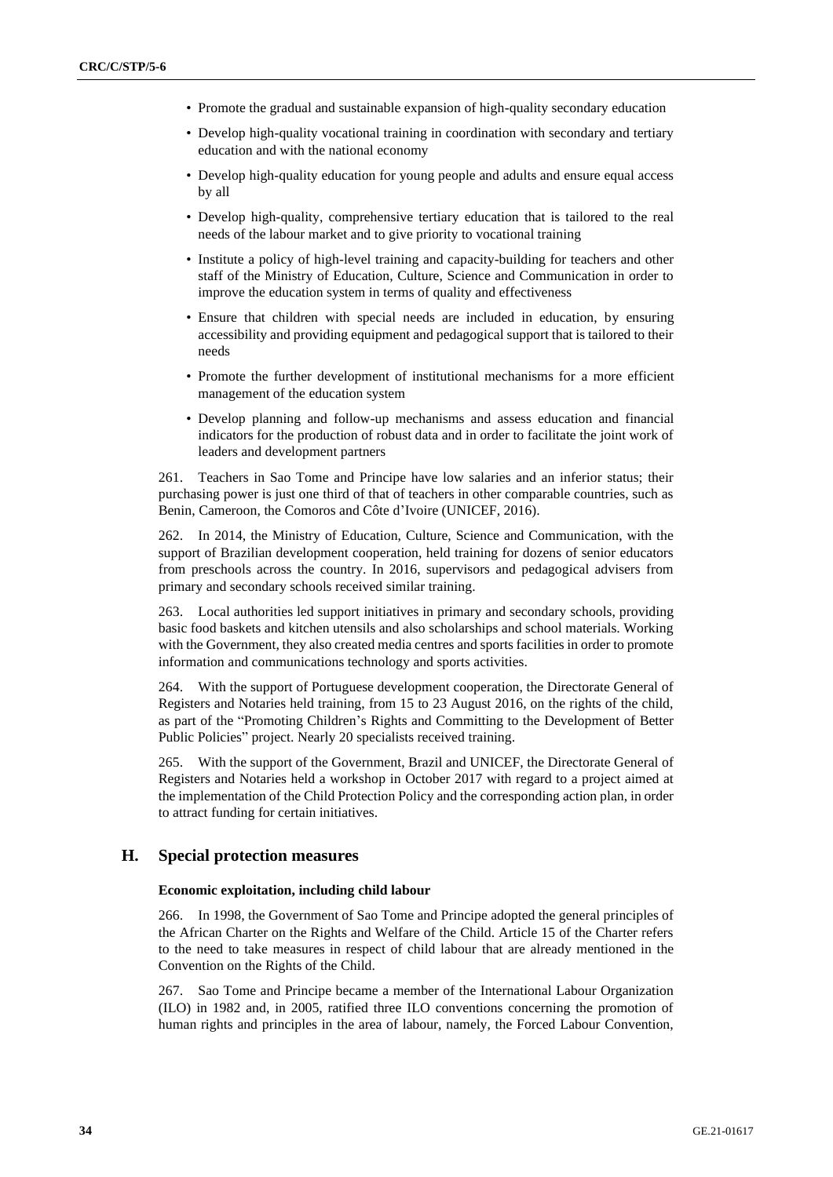- Promote the gradual and sustainable expansion of high-quality secondary education
- Develop high-quality vocational training in coordination with secondary and tertiary education and with the national economy
- Develop high-quality education for young people and adults and ensure equal access by all
- Develop high-quality, comprehensive tertiary education that is tailored to the real needs of the labour market and to give priority to vocational training
- Institute a policy of high-level training and capacity-building for teachers and other staff of the Ministry of Education, Culture, Science and Communication in order to improve the education system in terms of quality and effectiveness
- Ensure that children with special needs are included in education, by ensuring accessibility and providing equipment and pedagogical support that is tailored to their needs
- Promote the further development of institutional mechanisms for a more efficient management of the education system
- Develop planning and follow-up mechanisms and assess education and financial indicators for the production of robust data and in order to facilitate the joint work of leaders and development partners

261. Teachers in Sao Tome and Principe have low salaries and an inferior status; their purchasing power is just one third of that of teachers in other comparable countries, such as Benin, Cameroon, the Comoros and Côte d'Ivoire (UNICEF, 2016).

262. In 2014, the Ministry of Education, Culture, Science and Communication, with the support of Brazilian development cooperation, held training for dozens of senior educators from preschools across the country. In 2016, supervisors and pedagogical advisers from primary and secondary schools received similar training.

263. Local authorities led support initiatives in primary and secondary schools, providing basic food baskets and kitchen utensils and also scholarships and school materials. Working with the Government, they also created media centres and sports facilities in order to promote information and communications technology and sports activities.

264. With the support of Portuguese development cooperation, the Directorate General of Registers and Notaries held training, from 15 to 23 August 2016, on the rights of the child, as part of the "Promoting Children's Rights and Committing to the Development of Better Public Policies" project. Nearly 20 specialists received training.

265. With the support of the Government, Brazil and UNICEF, the Directorate General of Registers and Notaries held a workshop in October 2017 with regard to a project aimed at the implementation of the Child Protection Policy and the corresponding action plan, in order to attract funding for certain initiatives.

## H. Special protection measures

**Economic exploitation, including child labour**

266. In 1998, the Government of Sao Tome and Principe adopted the general principles of the African Charter on the Rights and Welfare of the Child. Article 15 of the Charter refers to the need to take measures in respect of child labour that are already mentioned in the Convention on the Rights of the Child.

267. Sao Tome and Principe became a member of the International Labour Organization (ILO) in 1982 and, in 2005, ratified three ILO conventions concerning the promotion of human rights and principles in the area of labour, namely, the Forced Labour Convention,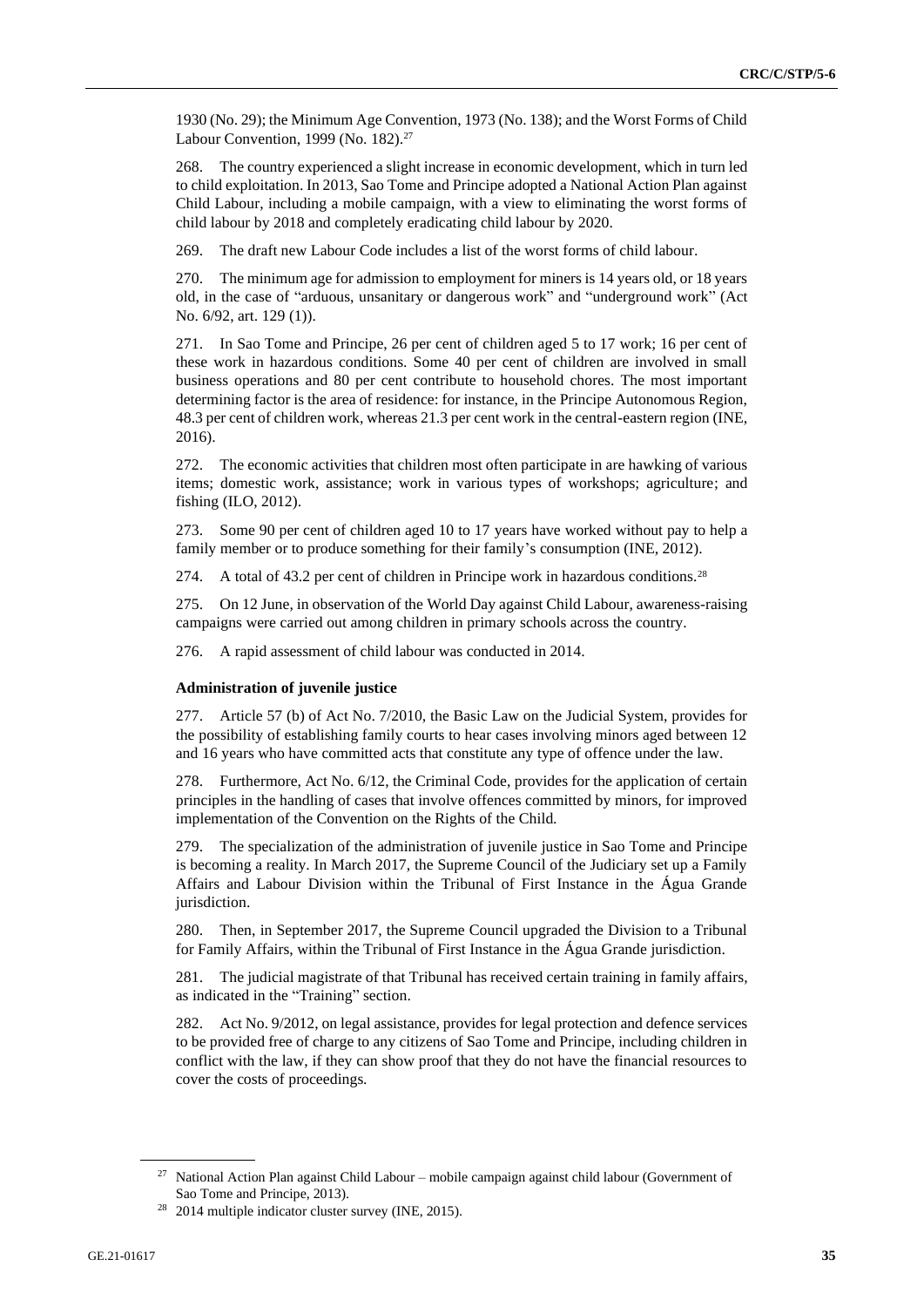1930 (No. 29); the Minimum Age Convention, 1973 (No. 138); and the Worst Forms of Child Labour Convention, 1999 (No. 182).[27]

268. The country experienced a slight increase in economic development, which in turn led to child exploitation. In 2013, Sao Tome and Principe adopted a National Action Plan against Child Labour, including a mobile campaign, with a view to eliminating the worst forms of child labour by 2018 and completely eradicating child labour by 2020.

269. The draft new Labour Code includes a list of the worst forms of child labour.

270. The minimum age for admission to employment for miners is 14 years old, or 18 years old, in the case of "arduous, unsanitary or dangerous work" and "underground work" (Act No. 6/92, art. 129 (1)).

271. In Sao Tome and Principe, 26 per cent of children aged 5 to 17 work; 16 per cent of these work in hazardous conditions. Some 40 per cent of children are involved in small business operations and 80 per cent contribute to household chores. The most important determining factor is the area of residence: for instance, in the Principe Autonomous Region, 48.3 per cent of children work, whereas 21.3 per cent work in the central-eastern region (INE, 2016).

272. The economic activities that children most often participate in are hawking of various items; domestic work, assistance; work in various types of workshops; agriculture; and fishing (ILO, 2012).

273. Some 90 per cent of children aged 10 to 17 years have worked without pay to help a family member or to produce something for their family's consumption (INE, 2012).

274. A total of 43.2 per cent of children in Principe work in hazardous conditions.[28]

275. On 12 June, in observation of the World Day against Child Labour, awareness-raising campaigns were carried out among children in primary schools across the country.

276. A rapid assessment of child labour was conducted in 2014.

**Administration of juvenile justice**

277. Article 57 (b) of Act No. 7/2010, the Basic Law on the Judicial System, provides for the possibility of establishing family courts to hear cases involving minors aged between 12 and 16 years who have committed acts that constitute any type of offence under the law.

278. Furthermore, Act No. 6/12, the Criminal Code, provides for the application of certain principles in the handling of cases that involve offences committed by minors, for improved implementation of the Convention on the Rights of the Child.

279. The specialization of the administration of juvenile justice in Sao Tome and Principe is becoming a reality. In March 2017, the Supreme Council of the Judiciary set up a Family Affairs and Labour Division within the Tribunal of First Instance in the Água Grande jurisdiction.

280. Then, in September 2017, the Supreme Council upgraded the Division to a Tribunal for Family Affairs, within the Tribunal of First Instance in the Água Grande jurisdiction.

281. The judicial magistrate of that Tribunal has received certain training in family affairs, as indicated in the "Training" section.

282. Act No. 9/2012, on legal assistance, provides for legal protection and defence services to be provided free of charge to any citizens of Sao Tome and Principe, including children in conflict with the law, if they can show proof that they do not have the financial resources to cover the costs of proceedings.

---

[27] National Action Plan against Child Labour – mobile campaign against child labour (Government of Sao Tome and Principe, 2013).

[28] 2014 multiple indicator cluster survey (INE, 2015).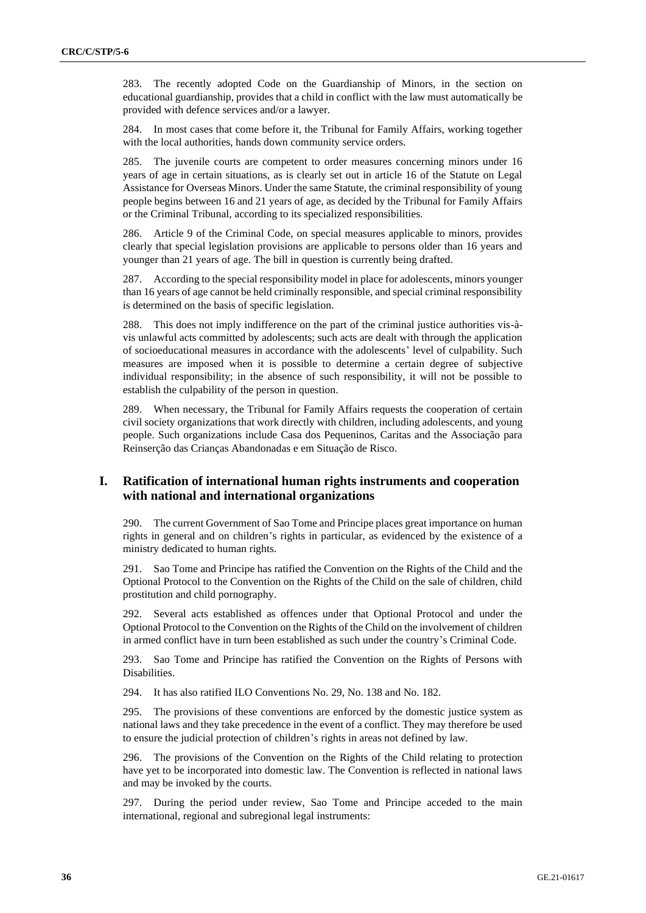283. The recently adopted Code on the Guardianship of Minors, in the section on educational guardianship, provides that a child in conflict with the law must automatically be provided with defence services and/or a lawyer.

284. In most cases that come before it, the Tribunal for Family Affairs, working together with the local authorities, hands down community service orders.

285. The juvenile courts are competent to order measures concerning minors under 16 years of age in certain situations, as is clearly set out in article 16 of the Statute on Legal Assistance for Overseas Minors. Under the same Statute, the criminal responsibility of young people begins between 16 and 21 years of age, as decided by the Tribunal for Family Affairs or the Criminal Tribunal, according to its specialized responsibilities.

286. Article 9 of the Criminal Code, on special measures applicable to minors, provides clearly that special legislation provisions are applicable to persons older than 16 years and younger than 21 years of age. The bill in question is currently being drafted.

287. According to the special responsibility model in place for adolescents, minors younger than 16 years of age cannot be held criminally responsible, and special criminal responsibility is determined on the basis of specific legislation.

288. This does not imply indifference on the part of the criminal justice authorities vis-à-vis unlawful acts committed by adolescents; such acts are dealt with through the application of socioeducational measures in accordance with the adolescents' level of culpability. Such measures are imposed when it is possible to determine a certain degree of subjective individual responsibility; in the absence of such responsibility, it will not be possible to establish the culpability of the person in question.

289. When necessary, the Tribunal for Family Affairs requests the cooperation of certain civil society organizations that work directly with children, including adolescents, and young people. Such organizations include Casa dos Pequeninos, Caritas and the Associação para Reinserção das Crianças Abandonadas e em Situação de Risco.

## I. Ratification of international human rights instruments and cooperation with national and international organizations

290. The current Government of Sao Tome and Principe places great importance on human rights in general and on children's rights in particular, as evidenced by the existence of a ministry dedicated to human rights.

291. Sao Tome and Principe has ratified the Convention on the Rights of the Child and the Optional Protocol to the Convention on the Rights of the Child on the sale of children, child prostitution and child pornography.

292. Several acts established as offences under that Optional Protocol and under the Optional Protocol to the Convention on the Rights of the Child on the involvement of children in armed conflict have in turn been established as such under the country's Criminal Code.

293. Sao Tome and Principe has ratified the Convention on the Rights of Persons with Disabilities.

294. It has also ratified ILO Conventions No. 29, No. 138 and No. 182.

295. The provisions of these conventions are enforced by the domestic justice system as national laws and they take precedence in the event of a conflict. They may therefore be used to ensure the judicial protection of children's rights in areas not defined by law.

296. The provisions of the Convention on the Rights of the Child relating to protection have yet to be incorporated into domestic law. The Convention is reflected in national laws and may be invoked by the courts.

297. During the period under review, Sao Tome and Principe acceded to the main international, regional and subregional legal instruments: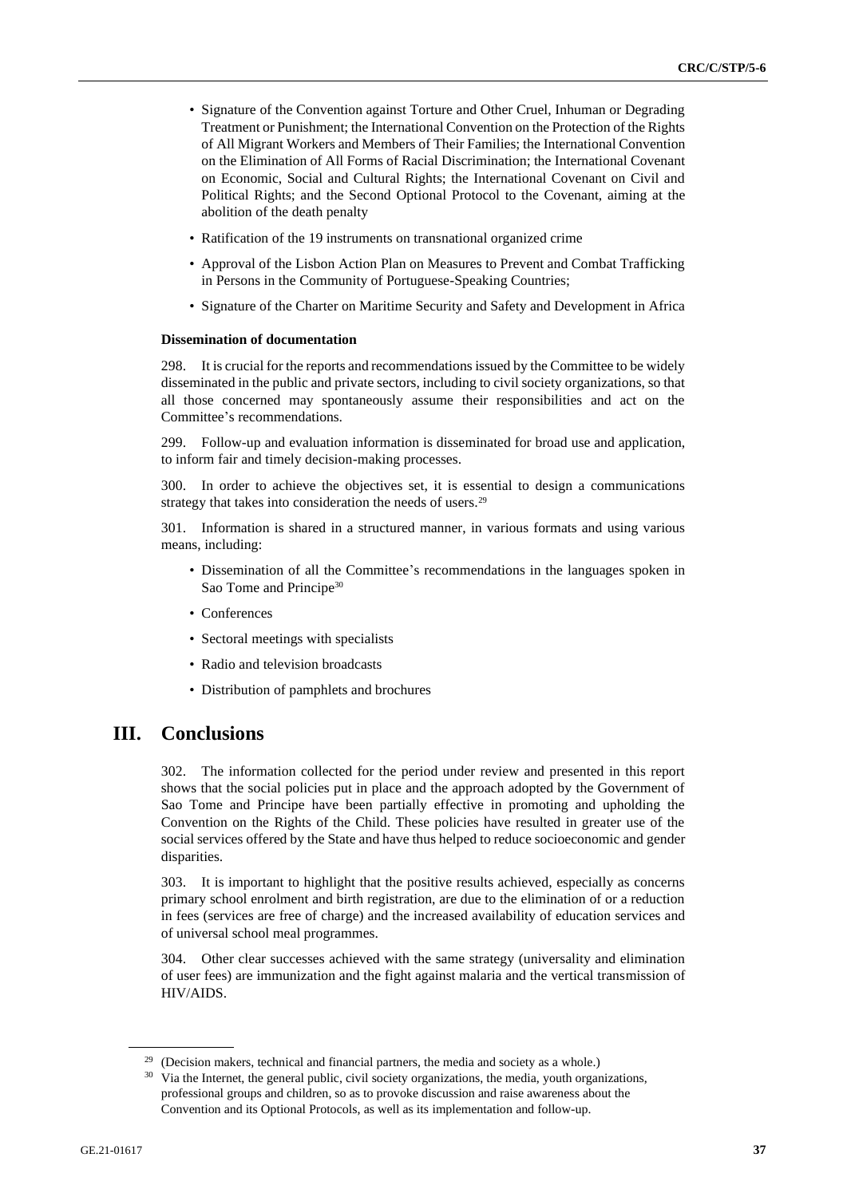- Signature of the Convention against Torture and Other Cruel, Inhuman or Degrading Treatment or Punishment; the International Convention on the Protection of the Rights of All Migrant Workers and Members of Their Families; the International Convention on the Elimination of All Forms of Racial Discrimination; the International Covenant on Economic, Social and Cultural Rights; the International Covenant on Civil and Political Rights; and the Second Optional Protocol to the Covenant, aiming at the abolition of the death penalty
- Ratification of the 19 instruments on transnational organized crime
- Approval of the Lisbon Action Plan on Measures to Prevent and Combat Trafficking in Persons in the Community of Portuguese-Speaking Countries;
- Signature of the Charter on Maritime Security and Safety and Development in Africa

**Dissemination of documentation**

298. It is crucial for the reports and recommendations issued by the Committee to be widely disseminated in the public and private sectors, including to civil society organizations, so that all those concerned may spontaneously assume their responsibilities and act on the Committee's recommendations.

299. Follow-up and evaluation information is disseminated for broad use and application, to inform fair and timely decision-making processes.

300. In order to achieve the objectives set, it is essential to design a communications strategy that takes into consideration the needs of users.[29]

301. Information is shared in a structured manner, in various formats and using various means, including:

- Dissemination of all the Committee's recommendations in the languages spoken in Sao Tome and Principe[30]
- Conferences
- Sectoral meetings with specialists
- Radio and television broadcasts
- Distribution of pamphlets and brochures

# III. Conclusions

302. The information collected for the period under review and presented in this report shows that the social policies put in place and the approach adopted by the Government of Sao Tome and Principe have been partially effective in promoting and upholding the Convention on the Rights of the Child. These policies have resulted in greater use of the social services offered by the State and have thus helped to reduce socioeconomic and gender disparities.

303. It is important to highlight that the positive results achieved, especially as concerns primary school enrolment and birth registration, are due to the elimination of or a reduction in fees (services are free of charge) and the increased availability of education services and of universal school meal programmes.

304. Other clear successes achieved with the same strategy (universality and elimination of user fees) are immunization and the fight against malaria and the vertical transmission of HIV/AIDS.

---

[29] (Decision makers, technical and financial partners, the media and society as a whole.)

[30] Via the Internet, the general public, civil society organizations, the media, youth organizations, professional groups and children, so as to provoke discussion and raise awareness about the Convention and its Optional Protocols, as well as its implementation and follow-up.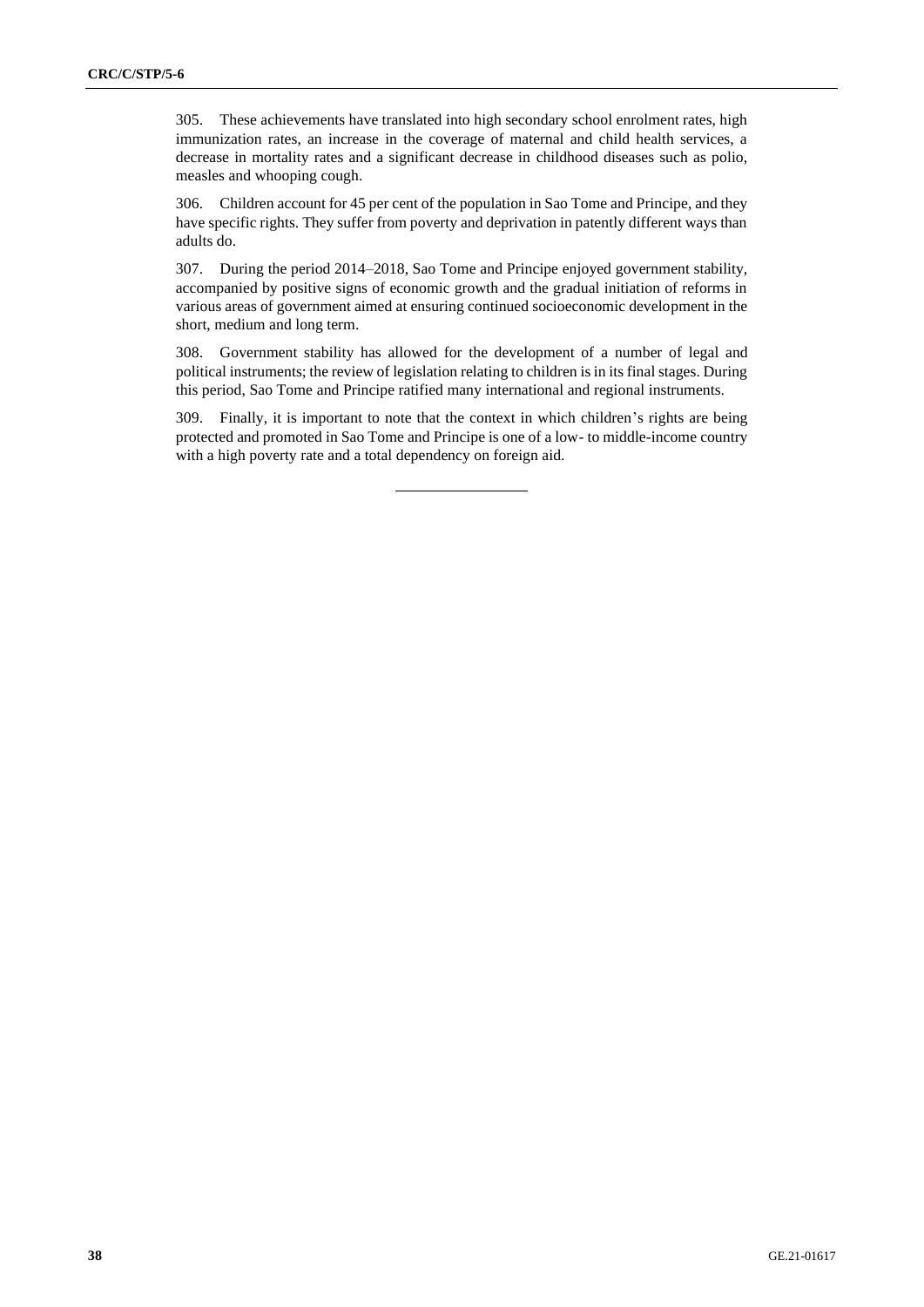305. These achievements have translated into high secondary school enrolment rates, high immunization rates, an increase in the coverage of maternal and child health services, a decrease in mortality rates and a significant decrease in childhood diseases such as polio, measles and whooping cough.

306. Children account for 45 per cent of the population in Sao Tome and Principe, and they have specific rights. They suffer from poverty and deprivation in patently different ways than adults do.

307. During the period 2014–2018, Sao Tome and Principe enjoyed government stability, accompanied by positive signs of economic growth and the gradual initiation of reforms in various areas of government aimed at ensuring continued socioeconomic development in the short, medium and long term.

308. Government stability has allowed for the development of a number of legal and political instruments; the review of legislation relating to children is in its final stages. During this period, Sao Tome and Principe ratified many international and regional instruments.

309. Finally, it is important to note that the context in which children's rights are being protected and promoted in Sao Tome and Principe is one of a low- to middle-income country with a high poverty rate and a total dependency on foreign aid.